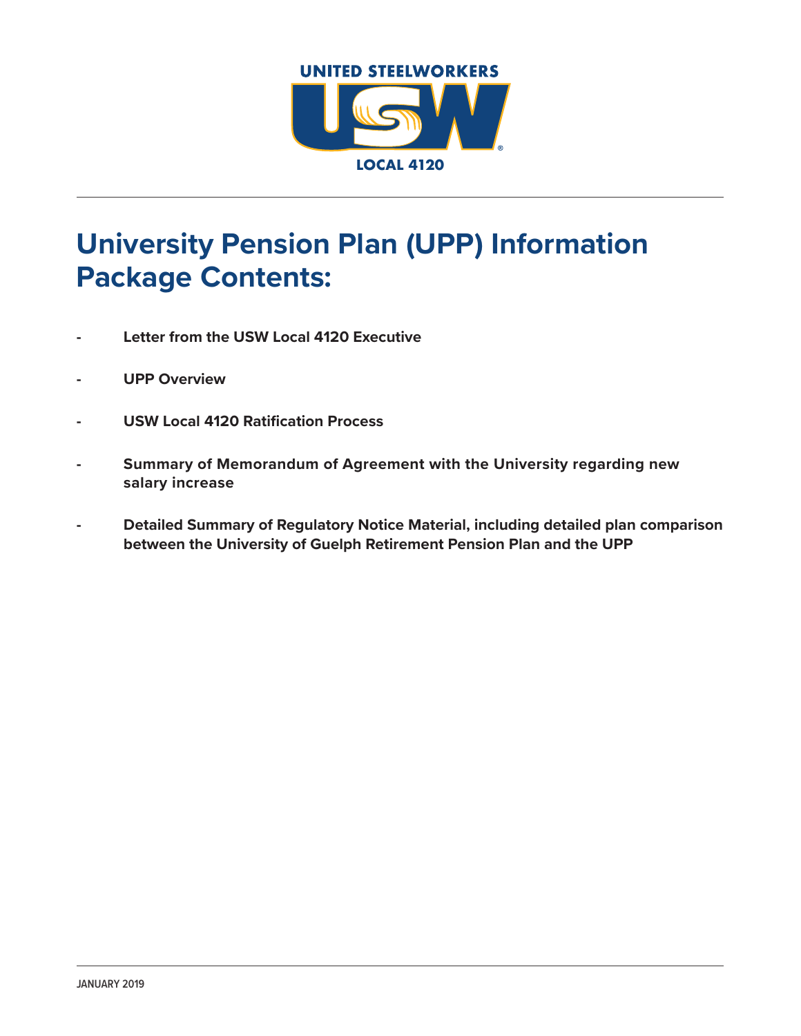UNITED STEELWORKERS

USW

LOCAL 4120

# University Pension Plan (UPP) Information Package Contents:

- **Letter from the USW Local 4120 Executive**
- **UPP Overview**
- **USW Local 4120 Ratification Process**
- **Summary of Memorandum of Agreement with the University regarding new salary increase**
- **Detailed Summary of Regulatory Notice Material, including detailed plan comparison between the University of Guelph Retirement Pension Plan and the UPP**

JANUARY 2019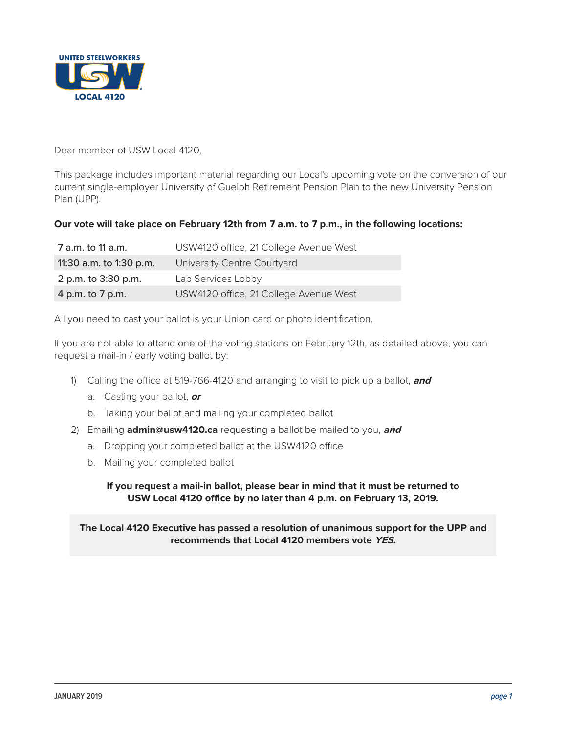Dear member of USW Local 4120,

This package includes important material regarding our Local's upcoming vote on the conversion of our current single-employer University of Guelph Retirement Pension Plan to the new University Pension Plan (UPP).

**Our vote will take place on February 12th from 7 a.m. to 7 p.m., in the following locations:**

| Time | Location |
|---|---|
| 7 a.m. to 11 a.m. | USW4120 office, 21 College Avenue West |
| 11:30 a.m. to 1:30 p.m. | University Centre Courtyard |
| 2 p.m. to 3:30 p.m. | Lab Services Lobby |
| 4 p.m. to 7 p.m. | USW4120 office, 21 College Avenue West |

All you need to cast your ballot is your Union card or photo identification.

If you are not able to attend one of the voting stations on February 12th, as detailed above, you can request a mail-in / early voting ballot by:

1) Calling the office at 519-766-4120 and arranging to visit to pick up a ballot, ***and***
   a. Casting your ballot, ***or***
   b. Taking your ballot and mailing your completed ballot
2) Emailing **admin@usw4120.ca** requesting a ballot be mailed to you, ***and***
   a. Dropping your completed ballot at the USW4120 office
   b. Mailing your completed ballot

**If you request a mail-in ballot, please bear in mind that it must be returned to USW Local 4120 office by no later than 4 p.m. on February 13, 2019.**

**The Local 4120 Executive has passed a resolution of unanimous support for the UPP and recommends that Local 4120 members vote *YES*.**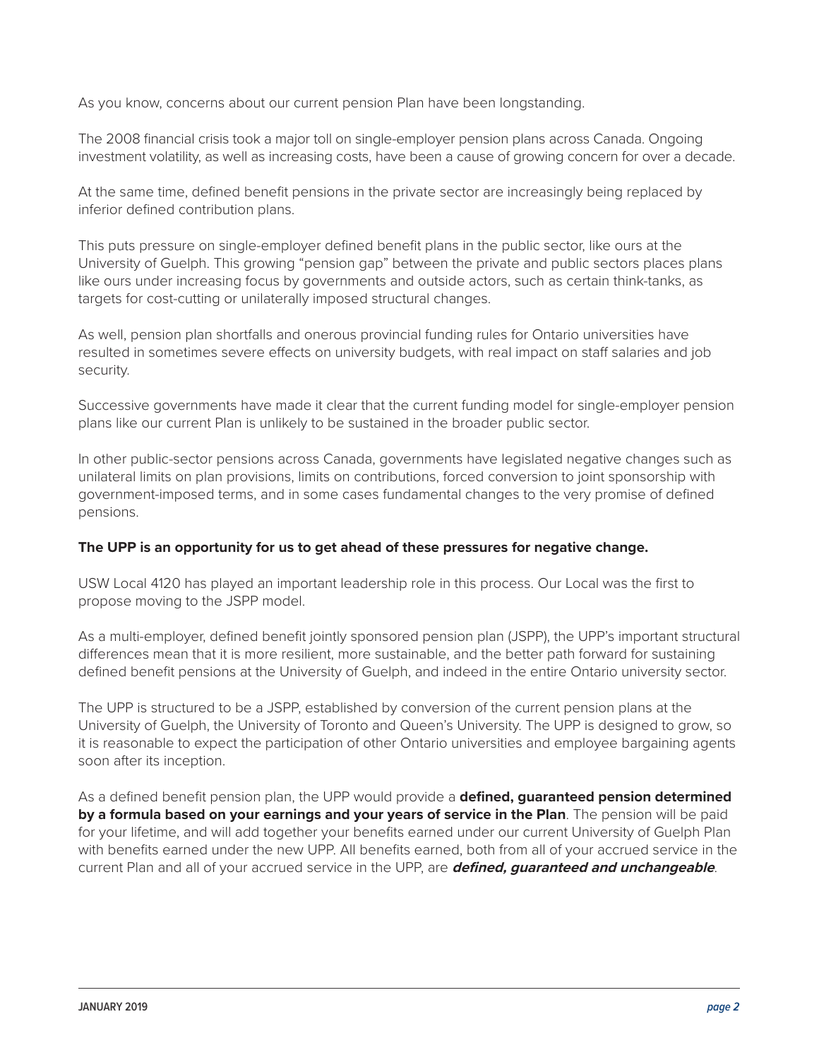As you know, concerns about our current pension Plan have been longstanding.

The 2008 financial crisis took a major toll on single-employer pension plans across Canada. Ongoing investment volatility, as well as increasing costs, have been a cause of growing concern for over a decade.

At the same time, defined benefit pensions in the private sector are increasingly being replaced by inferior defined contribution plans.

This puts pressure on single-employer defined benefit plans in the public sector, like ours at the University of Guelph. This growing "pension gap" between the private and public sectors places plans like ours under increasing focus by governments and outside actors, such as certain think-tanks, as targets for cost-cutting or unilaterally imposed structural changes.

As well, pension plan shortfalls and onerous provincial funding rules for Ontario universities have resulted in sometimes severe effects on university budgets, with real impact on staff salaries and job security.

Successive governments have made it clear that the current funding model for single-employer pension plans like our current Plan is unlikely to be sustained in the broader public sector.

In other public-sector pensions across Canada, governments have legislated negative changes such as unilateral limits on plan provisions, limits on contributions, forced conversion to joint sponsorship with government-imposed terms, and in some cases fundamental changes to the very promise of defined pensions.

**The UPP is an opportunity for us to get ahead of these pressures for negative change.**

USW Local 4120 has played an important leadership role in this process. Our Local was the first to propose moving to the JSPP model.

As a multi-employer, defined benefit jointly sponsored pension plan (JSPP), the UPP's important structural differences mean that it is more resilient, more sustainable, and the better path forward for sustaining defined benefit pensions at the University of Guelph, and indeed in the entire Ontario university sector.

The UPP is structured to be a JSPP, established by conversion of the current pension plans at the University of Guelph, the University of Toronto and Queen's University. The UPP is designed to grow, so it is reasonable to expect the participation of other Ontario universities and employee bargaining agents soon after its inception.

As a defined benefit pension plan, the UPP would provide a **defined, guaranteed pension determined by a formula based on your earnings and your years of service in the Plan**. The pension will be paid for your lifetime, and will add together your benefits earned under our current University of Guelph Plan with benefits earned under the new UPP. All benefits earned, both from all of your accrued service in the current Plan and all of your accrued service in the UPP, are ***defined, guaranteed and unchangeable***.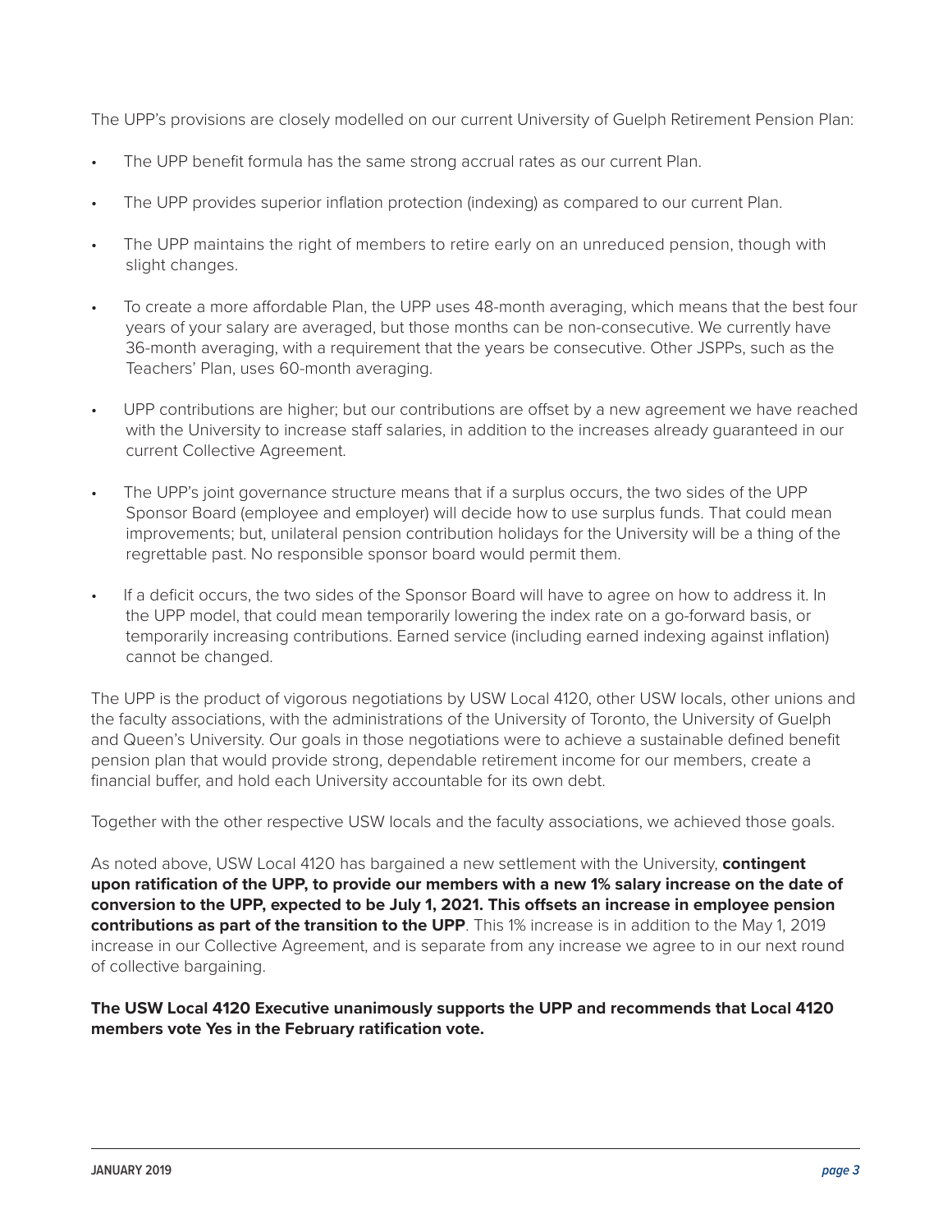The UPP's provisions are closely modelled on our current University of Guelph Retirement Pension Plan:

- The UPP benefit formula has the same strong accrual rates as our current Plan.
- The UPP provides superior inflation protection (indexing) as compared to our current Plan.
- The UPP maintains the right of members to retire early on an unreduced pension, though with slight changes.
- To create a more affordable Plan, the UPP uses 48-month averaging, which means that the best four years of your salary are averaged, but those months can be non-consecutive. We currently have 36-month averaging, with a requirement that the years be consecutive. Other JSPPs, such as the Teachers' Plan, uses 60-month averaging.
- UPP contributions are higher; but our contributions are offset by a new agreement we have reached with the University to increase staff salaries, in addition to the increases already guaranteed in our current Collective Agreement.
- The UPP's joint governance structure means that if a surplus occurs, the two sides of the UPP Sponsor Board (employee and employer) will decide how to use surplus funds. That could mean improvements; but, unilateral pension contribution holidays for the University will be a thing of the regrettable past. No responsible sponsor board would permit them.
- If a deficit occurs, the two sides of the Sponsor Board will have to agree on how to address it. In the UPP model, that could mean temporarily lowering the index rate on a go-forward basis, or temporarily increasing contributions. Earned service (including earned indexing against inflation) cannot be changed.

The UPP is the product of vigorous negotiations by USW Local 4120, other USW locals, other unions and the faculty associations, with the administrations of the University of Toronto, the University of Guelph and Queen's University. Our goals in those negotiations were to achieve a sustainable defined benefit pension plan that would provide strong, dependable retirement income for our members, create a financial buffer, and hold each University accountable for its own debt.

Together with the other respective USW locals and the faculty associations, we achieved those goals.

As noted above, USW Local 4120 has bargained a new settlement with the University, **contingent upon ratification of the UPP, to provide our members with a new 1% salary increase on the date of conversion to the UPP, expected to be July 1, 2021. This offsets an increase in employee pension contributions as part of the transition to the UPP**. This 1% increase is in addition to the May 1, 2019 increase in our Collective Agreement, and is separate from any increase we agree to in our next round of collective bargaining.

**The USW Local 4120 Executive unanimously supports the UPP and recommends that Local 4120 members vote Yes in the February ratification vote.**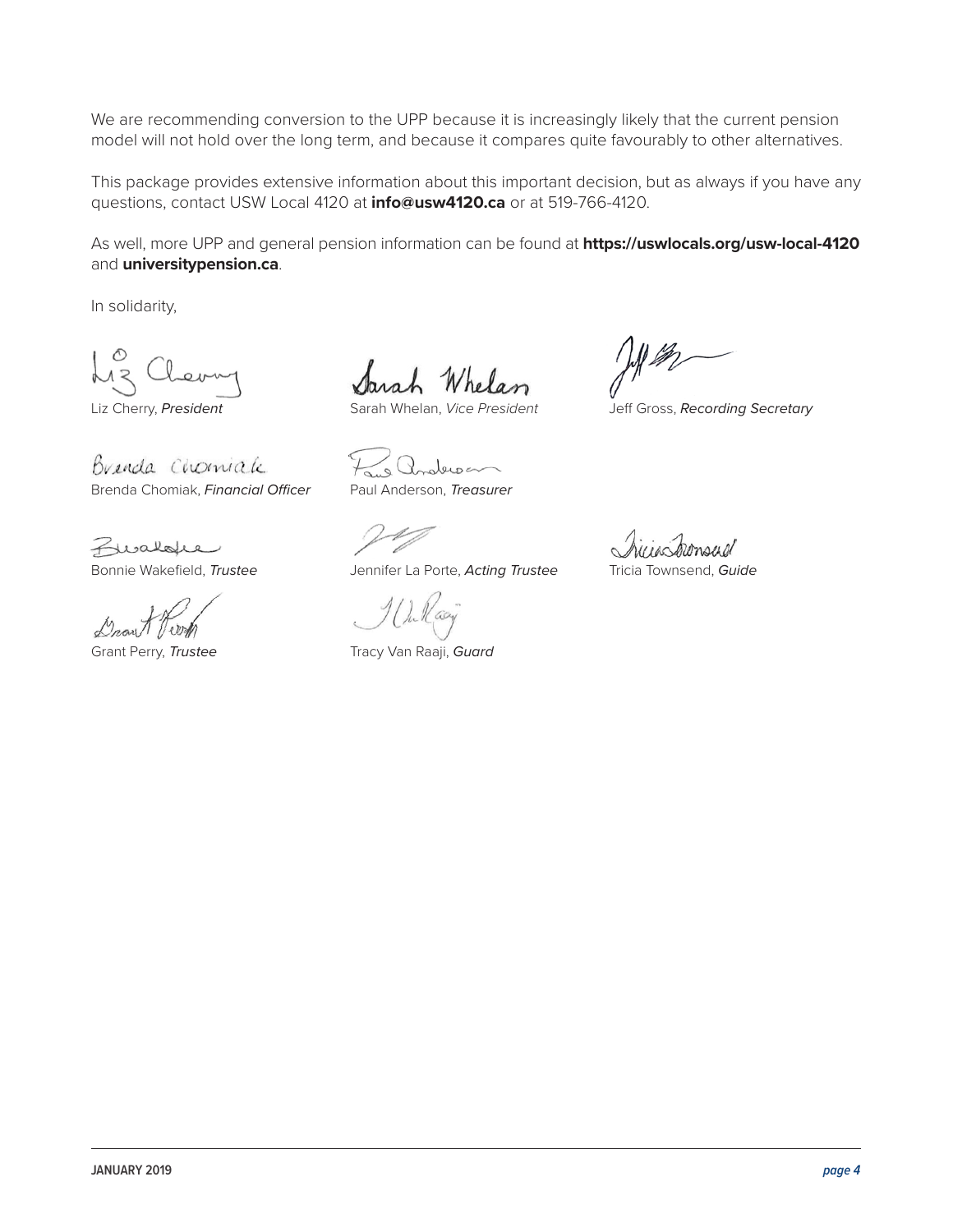We are recommending conversion to the UPP because it is increasingly likely that the current pension model will not hold over the long term, and because it compares quite favourably to other alternatives.

This package provides extensive information about this important decision, but as always if you have any questions, contact USW Local 4120 at **info@usw4120.ca** or at 519-766-4120.

As well, more UPP and general pension information can be found at **https://uswlocals.org/usw-local-4120** and **universitypension.ca**.

In solidarity,

Liz Cherry, *President*

Sarah Whelan, *Vice President*

Jeff Gross, *Recording Secretary*

Brenda Chomiak, *Financial Officer*

Paul Anderson, *Treasurer*

Bonnie Wakefield, *Trustee*

Jennifer La Porte, *Acting Trustee*

Tricia Townsend, *Guide*

Grant Perry, *Trustee*

Tracy Van Raaji, *Guard*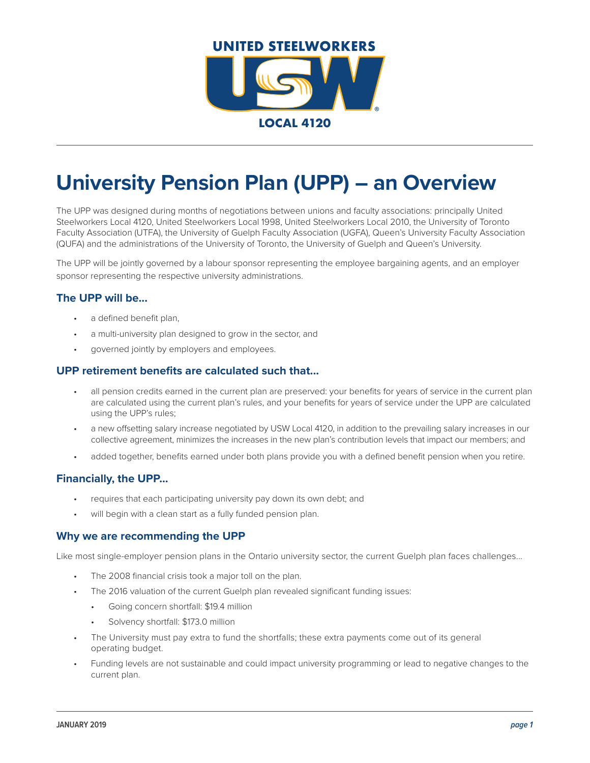UNITED STEELWORKERS

LOCAL 4120

# University Pension Plan (UPP) – an Overview

The UPP was designed during months of negotiations between unions and faculty associations: principally United Steelworkers Local 4120, United Steelworkers Local 1998, United Steelworkers Local 2010, the University of Toronto Faculty Association (UTFA), the University of Guelph Faculty Association (UGFA), Queen's University Faculty Association (QUFA) and the administrations of the University of Toronto, the University of Guelph and Queen's University.

The UPP will be jointly governed by a labour sponsor representing the employee bargaining agents, and an employer sponsor representing the respective university administrations.

### The UPP will be...

- a defined benefit plan,
- a multi-university plan designed to grow in the sector, and
- governed jointly by employers and employees.

### UPP retirement benefits are calculated such that...

- all pension credits earned in the current plan are preserved: your benefits for years of service in the current plan are calculated using the current plan's rules, and your benefits for years of service under the UPP are calculated using the UPP's rules;
- a new offsetting salary increase negotiated by USW Local 4120, in addition to the prevailing salary increases in our collective agreement, minimizes the increases in the new plan's contribution levels that impact our members; and
- added together, benefits earned under both plans provide you with a defined benefit pension when you retire.

### Financially, the UPP...

- requires that each participating university pay down its own debt; and
- will begin with a clean start as a fully funded pension plan.

### Why we are recommending the UPP

Like most single-employer pension plans in the Ontario university sector, the current Guelph plan faces challenges...

- The 2008 financial crisis took a major toll on the plan.
- The 2016 valuation of the current Guelph plan revealed significant funding issues:
  - Going concern shortfall: $19.4 million
  - Solvency shortfall: $173.0 million
- The University must pay extra to fund the shortfalls; these extra payments come out of its general operating budget.
- Funding levels are not sustainable and could impact university programming or lead to negative changes to the current plan.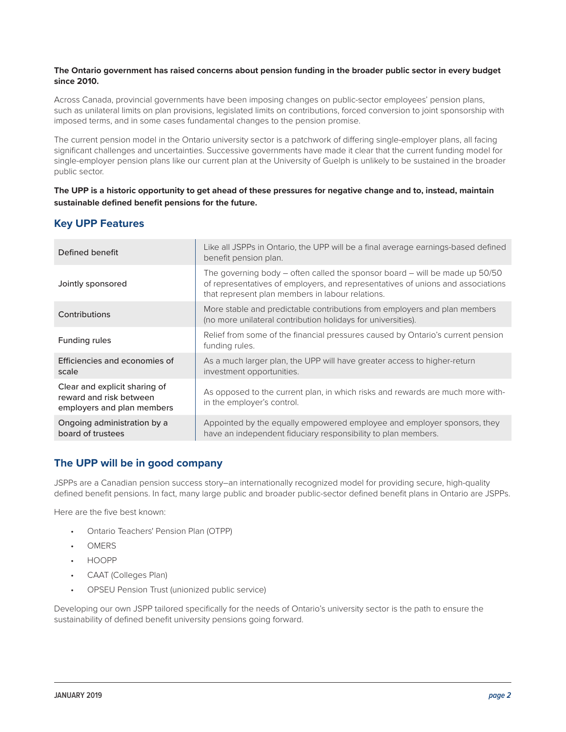**The Ontario government has raised concerns about pension funding in the broader public sector in every budget since 2010.**

Across Canada, provincial governments have been imposing changes on public-sector employees' pension plans, such as unilateral limits on plan provisions, legislated limits on contributions, forced conversion to joint sponsorship with imposed terms, and in some cases fundamental changes to the pension promise.

The current pension model in the Ontario university sector is a patchwork of differing single-employer plans, all facing significant challenges and uncertainties. Successive governments have made it clear that the current funding model for single-employer pension plans like our current plan at the University of Guelph is unlikely to be sustained in the broader public sector.

**The UPP is a historic opportunity to get ahead of these pressures for negative change and to, instead, maintain sustainable defined benefit pensions for the future.**

## Key UPP Features

| | |
|---|---|
| Defined benefit | Like all JSPPs in Ontario, the UPP will be a final average earnings-based defined benefit pension plan. |
| Jointly sponsored | The governing body – often called the sponsor board – will be made up 50/50 of representatives of employers, and representatives of unions and associations that represent plan members in labour relations. |
| Contributions | More stable and predictable contributions from employers and plan members (no more unilateral contribution holidays for universities). |
| Funding rules | Relief from some of the financial pressures caused by Ontario's current pension funding rules. |
| Efficiencies and economies of scale | As a much larger plan, the UPP will have greater access to higher-return investment opportunities. |
| Clear and explicit sharing of reward and risk between employers and plan members | As opposed to the current plan, in which risks and rewards are much more within the employer's control. |
| Ongoing administration by a board of trustees | Appointed by the equally empowered employee and employer sponsors, they have an independent fiduciary responsibility to plan members. |

## The UPP will be in good company

JSPPs are a Canadian pension success story–an internationally recognized model for providing secure, high-quality defined benefit pensions. In fact, many large public and broader public-sector defined benefit plans in Ontario are JSPPs.

Here are the five best known:

- Ontario Teachers' Pension Plan (OTPP)
- OMERS
- HOOPP
- CAAT (Colleges Plan)
- OPSEU Pension Trust (unionized public service)

Developing our own JSPP tailored specifically for the needs of Ontario's university sector is the path to ensure the sustainability of defined benefit university pensions going forward.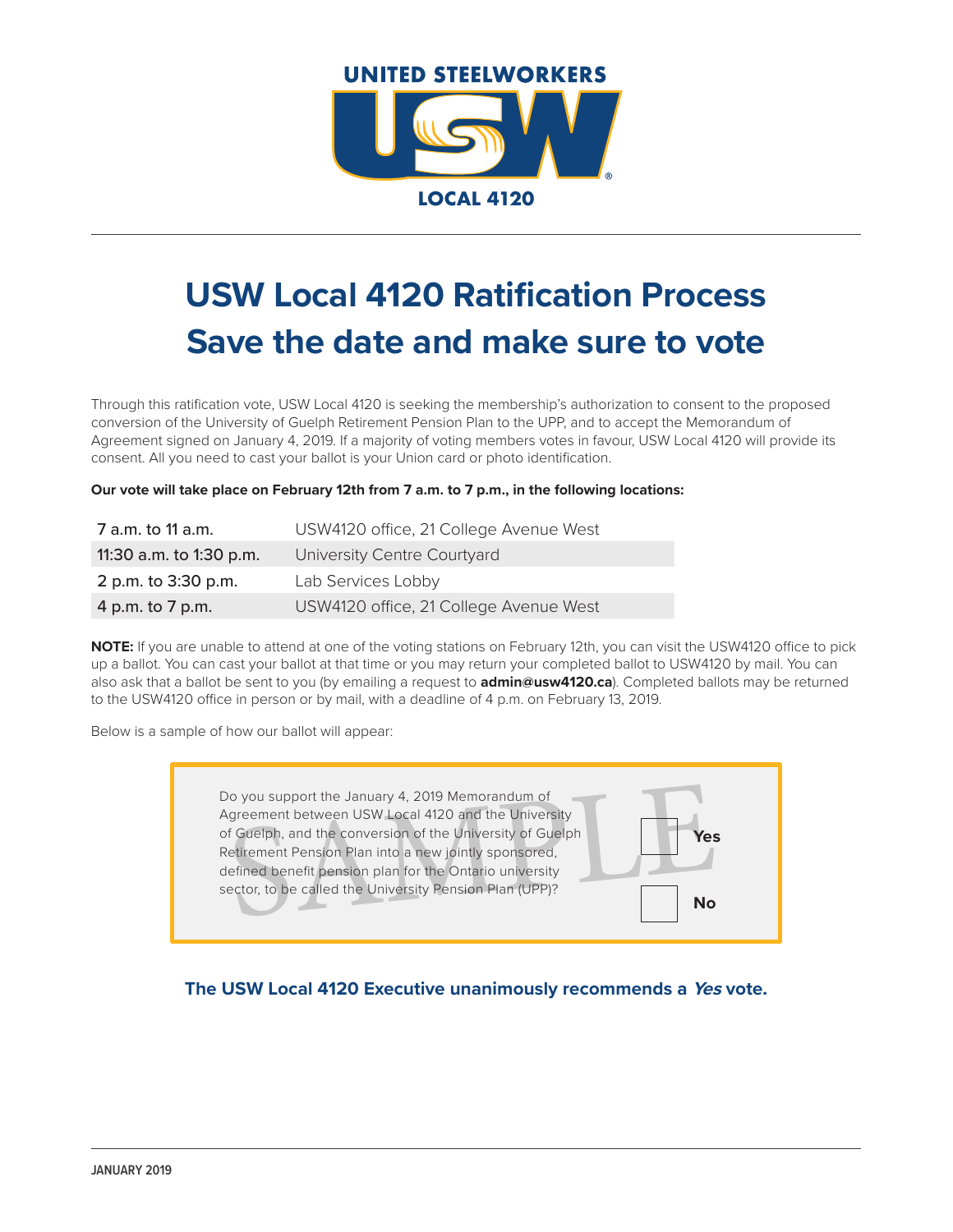UNITED STEELWORKERS

USW

LOCAL 4120

# USW Local 4120 Ratification Process
# Save the date and make sure to vote

Through this ratification vote, USW Local 4120 is seeking the membership's authorization to consent to the proposed conversion of the University of Guelph Retirement Pension Plan to the UPP, and to accept the Memorandum of Agreement signed on January 4, 2019. If a majority of voting members votes in favour, USW Local 4120 will provide its consent. All you need to cast your ballot is your Union card or photo identification.

**Our vote will take place on February 12th from 7 a.m. to 7 p.m., in the following locations:**

| | |
|---|---|
| 7 a.m. to 11 a.m. | USW4120 office, 21 College Avenue West |
| 11:30 a.m. to 1:30 p.m. | University Centre Courtyard |
| 2 p.m. to 3:30 p.m. | Lab Services Lobby |
| 4 p.m. to 7 p.m. | USW4120 office, 21 College Avenue West |

**NOTE:** If you are unable to attend at one of the voting stations on February 12th, you can visit the USW4120 office to pick up a ballot. You can cast your ballot at that time or you may return your completed ballot to USW4120 by mail. You can also ask that a ballot be sent to you (by emailing a request to **admin@usw4120.ca**). Completed ballots may be returned to the USW4120 office in person or by mail, with a deadline of 4 p.m. on February 13, 2019.

Below is a sample of how our ballot will appear:

SAMPLE

Do you support the January 4, 2019 Memorandum of Agreement between USW Local 4120 and the University of Guelph, and the conversion of the University of Guelph Retirement Pension Plan into a new jointly sponsored, defined benefit pension plan for the Ontario university sector, to be called the University Pension Plan (UPP)?

☐ **Yes**

☐ **No**

**The USW Local 4120 Executive unanimously recommends a *Yes* vote.**

JANUARY 2019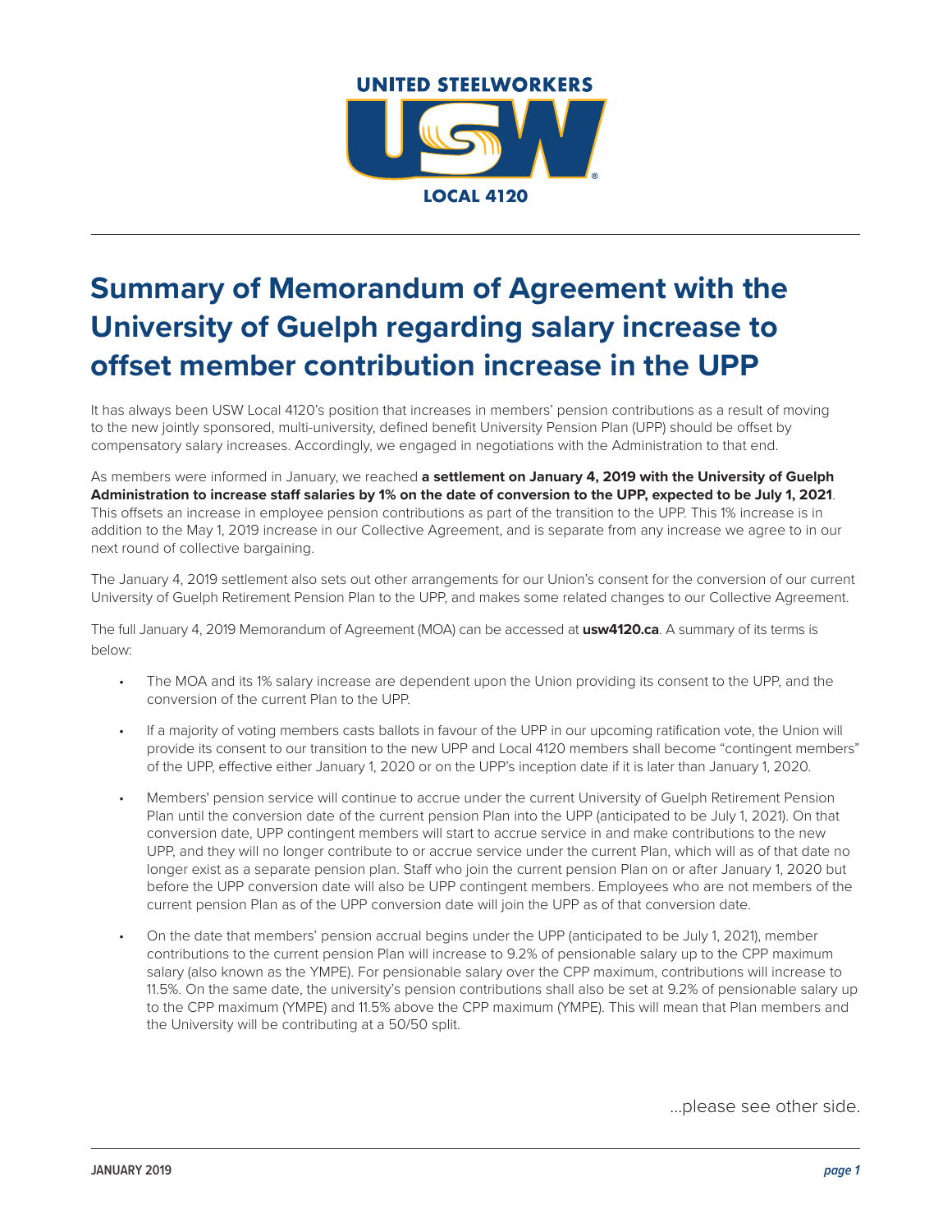UNITED STEELWORKERS

LOCAL 4120

# Summary of Memorandum of Agreement with the University of Guelph regarding salary increase to offset member contribution increase in the UPP

It has always been USW Local 4120's position that increases in members' pension contributions as a result of moving to the new jointly sponsored, multi-university, defined benefit University Pension Plan (UPP) should be offset by compensatory salary increases. Accordingly, we engaged in negotiations with the Administration to that end.

As members were informed in January, we reached **a settlement on January 4, 2019 with the University of Guelph Administration to increase staff salaries by 1% on the date of conversion to the UPP, expected to be July 1, 2021**. This offsets an increase in employee pension contributions as part of the transition to the UPP. This 1% increase is in addition to the May 1, 2019 increase in our Collective Agreement, and is separate from any increase we agree to in our next round of collective bargaining.

The January 4, 2019 settlement also sets out other arrangements for our Union's consent for the conversion of our current University of Guelph Retirement Pension Plan to the UPP, and makes some related changes to our Collective Agreement.

The full January 4, 2019 Memorandum of Agreement (MOA) can be accessed at **usw4120.ca**. A summary of its terms is below:

- The MOA and its 1% salary increase are dependent upon the Union providing its consent to the UPP, and the conversion of the current Plan to the UPP.
- If a majority of voting members casts ballots in favour of the UPP in our upcoming ratification vote, the Union will provide its consent to our transition to the new UPP and Local 4120 members shall become "contingent members" of the UPP, effective either January 1, 2020 or on the UPP's inception date if it is later than January 1, 2020.
- Members' pension service will continue to accrue under the current University of Guelph Retirement Pension Plan until the conversion date of the current pension Plan into the UPP (anticipated to be July 1, 2021). On that conversion date, UPP contingent members will start to accrue service in and make contributions to the new UPP, and they will no longer contribute to or accrue service under the current Plan, which will as of that date no longer exist as a separate pension plan. Staff who join the current pension Plan on or after January 1, 2020 but before the UPP conversion date will also be UPP contingent members. Employees who are not members of the current pension Plan as of the UPP conversion date will join the UPP as of that conversion date.
- On the date that members' pension accrual begins under the UPP (anticipated to be July 1, 2021), member contributions to the current pension Plan will increase to 9.2% of pensionable salary up to the CPP maximum salary (also known as the YMPE). For pensionable salary over the CPP maximum, contributions will increase to 11.5%. On the same date, the university's pension contributions shall also be set at 9.2% of pensionable salary up to the CPP maximum (YMPE) and 11.5% above the CPP maximum (YMPE). This will mean that Plan members and the University will be contributing at a 50/50 split.

...please see other side.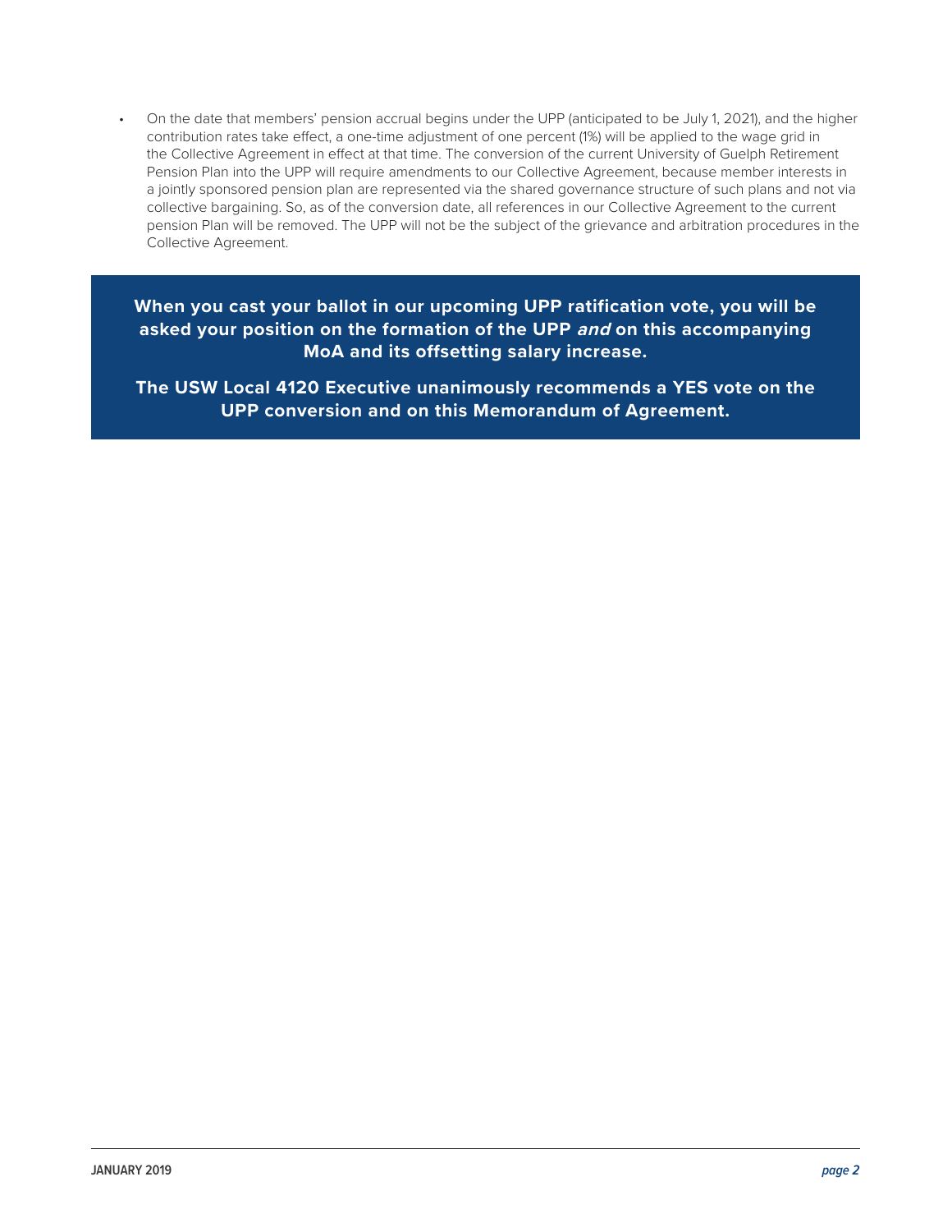- On the date that members' pension accrual begins under the UPP (anticipated to be July 1, 2021), and the higher contribution rates take effect, a one-time adjustment of one percent (1%) will be applied to the wage grid in the Collective Agreement in effect at that time. The conversion of the current University of Guelph Retirement Pension Plan into the UPP will require amendments to our Collective Agreement, because member interests in a jointly sponsored pension plan are represented via the shared governance structure of such plans and not via collective bargaining. So, as of the conversion date, all references in our Collective Agreement to the current pension Plan will be removed. The UPP will not be the subject of the grievance and arbitration procedures in the Collective Agreement.

**When you cast your ballot in our upcoming UPP ratification vote, you will be asked your position on the formation of the UPP *and* on this accompanying MoA and its offsetting salary increase.**

**The USW Local 4120 Executive unanimously recommends a YES vote on the UPP conversion and on this Memorandum of Agreement.**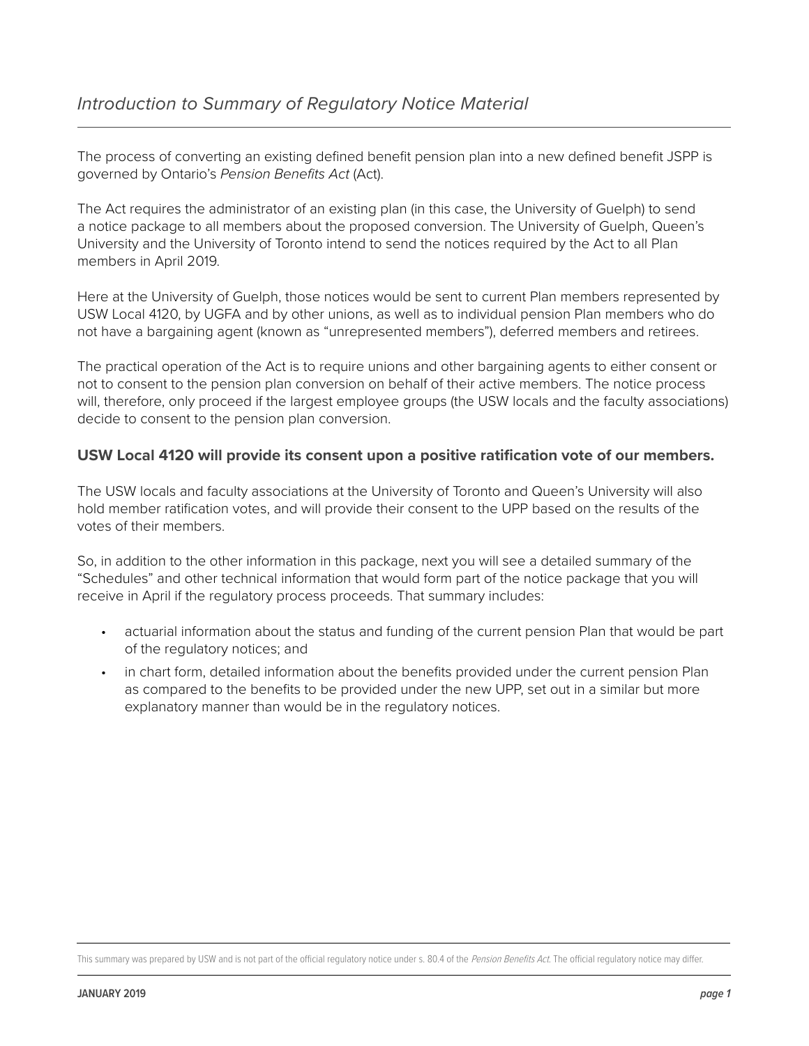# *Introduction to Summary of Regulatory Notice Material*

The process of converting an existing defined benefit pension plan into a new defined benefit JSPP is governed by Ontario's *Pension Benefits Act* (Act).

The Act requires the administrator of an existing plan (in this case, the University of Guelph) to send a notice package to all members about the proposed conversion. The University of Guelph, Queen's University and the University of Toronto intend to send the notices required by the Act to all Plan members in April 2019.

Here at the University of Guelph, those notices would be sent to current Plan members represented by USW Local 4120, by UGFA and by other unions, as well as to individual pension Plan members who do not have a bargaining agent (known as "unrepresented members"), deferred members and retirees.

The practical operation of the Act is to require unions and other bargaining agents to either consent or not to consent to the pension plan conversion on behalf of their active members. The notice process will, therefore, only proceed if the largest employee groups (the USW locals and the faculty associations) decide to consent to the pension plan conversion.

**USW Local 4120 will provide its consent upon a positive ratification vote of our members.**

The USW locals and faculty associations at the University of Toronto and Queen's University will also hold member ratification votes, and will provide their consent to the UPP based on the results of the votes of their members.

So, in addition to the other information in this package, next you will see a detailed summary of the "Schedules" and other technical information that would form part of the notice package that you will receive in April if the regulatory process proceeds. That summary includes:

- actuarial information about the status and funding of the current pension Plan that would be part of the regulatory notices; and
- in chart form, detailed information about the benefits provided under the current pension Plan as compared to the benefits to be provided under the new UPP, set out in a similar but more explanatory manner than would be in the regulatory notices.

This summary was prepared by USW and is not part of the official regulatory notice under s. 80.4 of the *Pension Benefits Act*. The official regulatory notice may differ.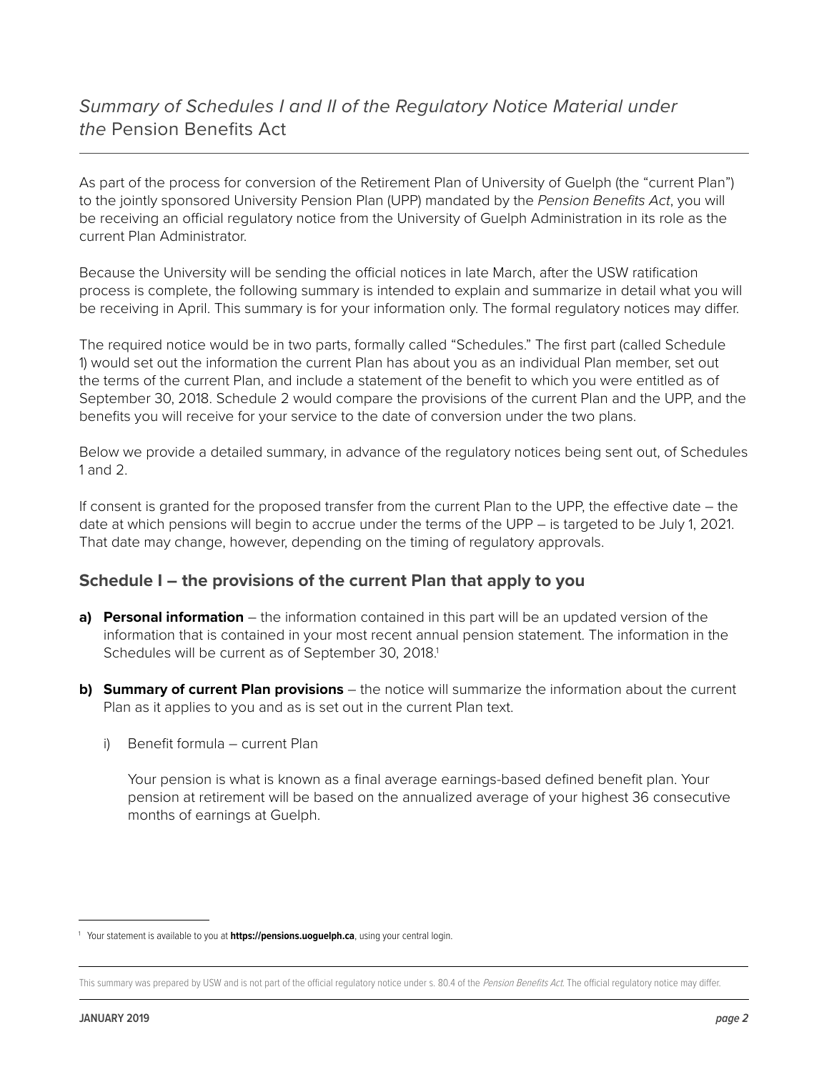## *Summary of Schedules I and II of the Regulatory Notice Material under the* Pension Benefits Act

As part of the process for conversion of the Retirement Plan of University of Guelph (the "current Plan") to the jointly sponsored University Pension Plan (UPP) mandated by the *Pension Benefits Act*, you will be receiving an official regulatory notice from the University of Guelph Administration in its role as the current Plan Administrator.

Because the University will be sending the official notices in late March, after the USW ratification process is complete, the following summary is intended to explain and summarize in detail what you will be receiving in April. This summary is for your information only. The formal regulatory notices may differ.

The required notice would be in two parts, formally called "Schedules." The first part (called Schedule 1) would set out the information the current Plan has about you as an individual Plan member, set out the terms of the current Plan, and include a statement of the benefit to which you were entitled as of September 30, 2018. Schedule 2 would compare the provisions of the current Plan and the UPP, and the benefits you will receive for your service to the date of conversion under the two plans.

Below we provide a detailed summary, in advance of the regulatory notices being sent out, of Schedules 1 and 2.

If consent is granted for the proposed transfer from the current Plan to the UPP, the effective date – the date at which pensions will begin to accrue under the terms of the UPP – is targeted to be July 1, 2021. That date may change, however, depending on the timing of regulatory approvals.

### Schedule I – the provisions of the current Plan that apply to you

**a) Personal information** – the information contained in this part will be an updated version of the information that is contained in your most recent annual pension statement. The information in the Schedules will be current as of September 30, 2018.[1]

**b) Summary of current Plan provisions** – the notice will summarize the information about the current Plan as it applies to you and as is set out in the current Plan text.

i) Benefit formula – current Plan

Your pension is what is known as a final average earnings-based defined benefit plan. Your pension at retirement will be based on the annualized average of your highest 36 consecutive months of earnings at Guelph.

[1] Your statement is available to you at **https://pensions.uoguelph.ca**, using your central login.

This summary was prepared by USW and is not part of the official regulatory notice under s. 80.4 of the *Pension Benefits Act*. The official regulatory notice may differ.

JANUARY 2019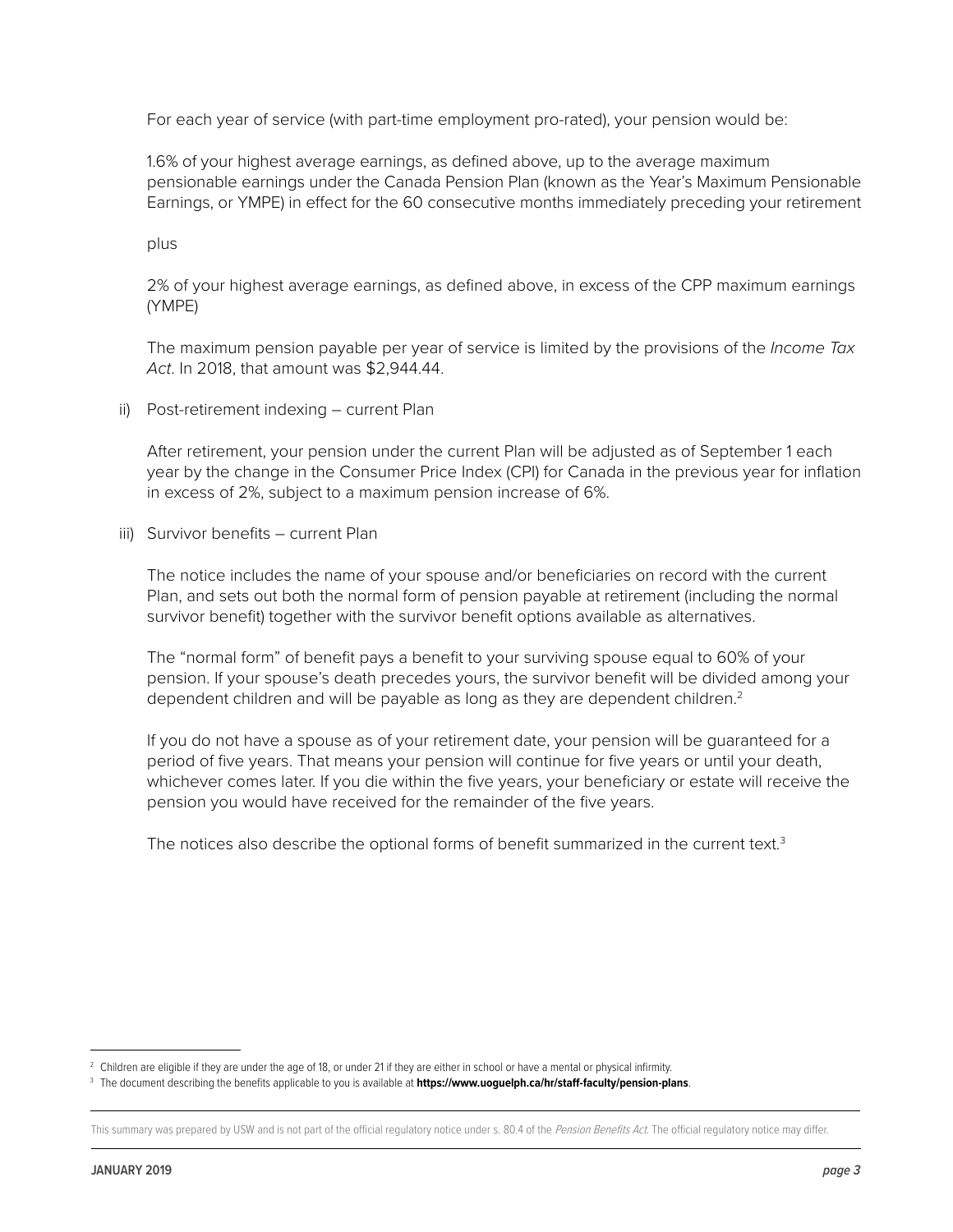For each year of service (with part-time employment pro-rated), your pension would be:

1.6% of your highest average earnings, as defined above, up to the average maximum pensionable earnings under the Canada Pension Plan (known as the Year's Maximum Pensionable Earnings, or YMPE) in effect for the 60 consecutive months immediately preceding your retirement

plus

2% of your highest average earnings, as defined above, in excess of the CPP maximum earnings (YMPE)

The maximum pension payable per year of service is limited by the provisions of the *Income Tax Act*. In 2018, that amount was $2,944.44.

ii) Post-retirement indexing – current Plan

After retirement, your pension under the current Plan will be adjusted as of September 1 each year by the change in the Consumer Price Index (CPI) for Canada in the previous year for inflation in excess of 2%, subject to a maximum pension increase of 6%.

iii) Survivor benefits – current Plan

The notice includes the name of your spouse and/or beneficiaries on record with the current Plan, and sets out both the normal form of pension payable at retirement (including the normal survivor benefit) together with the survivor benefit options available as alternatives.

The "normal form" of benefit pays a benefit to your surviving spouse equal to 60% of your pension. If your spouse's death precedes yours, the survivor benefit will be divided among your dependent children and will be payable as long as they are dependent children.[2]

If you do not have a spouse as of your retirement date, your pension will be guaranteed for a period of five years. That means your pension will continue for five years or until your death, whichever comes later. If you die within the five years, your beneficiary or estate will receive the pension you would have received for the remainder of the five years.

The notices also describe the optional forms of benefit summarized in the current text.[3]

---

[2] Children are eligible if they are under the age of 18, or under 21 if they are either in school or have a mental or physical infirmity.

[3] The document describing the benefits applicable to you is available at **https://www.uoguelph.ca/hr/staff-faculty/pension-plans**.

This summary was prepared by USW and is not part of the official regulatory notice under s. 80.4 of the *Pension Benefits Act*. The official regulatory notice may differ.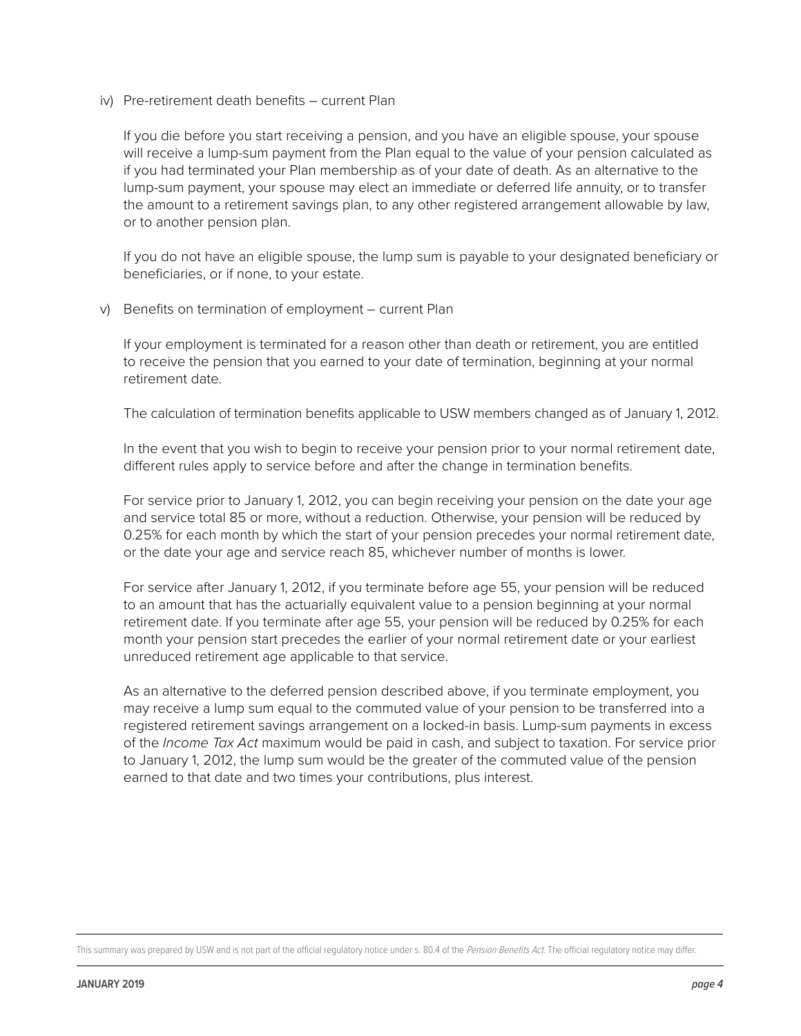iv) Pre-retirement death benefits – current Plan

If you die before you start receiving a pension, and you have an eligible spouse, your spouse will receive a lump-sum payment from the Plan equal to the value of your pension calculated as if you had terminated your Plan membership as of your date of death. As an alternative to the lump-sum payment, your spouse may elect an immediate or deferred life annuity, or to transfer the amount to a retirement savings plan, to any other registered arrangement allowable by law, or to another pension plan.

If you do not have an eligible spouse, the lump sum is payable to your designated beneficiary or beneficiaries, or if none, to your estate.

v) Benefits on termination of employment – current Plan

If your employment is terminated for a reason other than death or retirement, you are entitled to receive the pension that you earned to your date of termination, beginning at your normal retirement date.

The calculation of termination benefits applicable to USW members changed as of January 1, 2012.

In the event that you wish to begin to receive your pension prior to your normal retirement date, different rules apply to service before and after the change in termination benefits.

For service prior to January 1, 2012, you can begin receiving your pension on the date your age and service total 85 or more, without a reduction. Otherwise, your pension will be reduced by 0.25% for each month by which the start of your pension precedes your normal retirement date, or the date your age and service reach 85, whichever number of months is lower.

For service after January 1, 2012, if you terminate before age 55, your pension will be reduced to an amount that has the actuarially equivalent value to a pension beginning at your normal retirement date. If you terminate after age 55, your pension will be reduced by 0.25% for each month your pension start precedes the earlier of your normal retirement date or your earliest unreduced retirement age applicable to that service.

As an alternative to the deferred pension described above, if you terminate employment, you may receive a lump sum equal to the commuted value of your pension to be transferred into a registered retirement savings arrangement on a locked-in basis. Lump-sum payments in excess of the *Income Tax Act* maximum would be paid in cash, and subject to taxation. For service prior to January 1, 2012, the lump sum would be the greater of the commuted value of the pension earned to that date and two times your contributions, plus interest.

This summary was prepared by USW and is not part of the official regulatory notice under s. 80.4 of the *Pension Benefits Act*. The official regulatory notice may differ.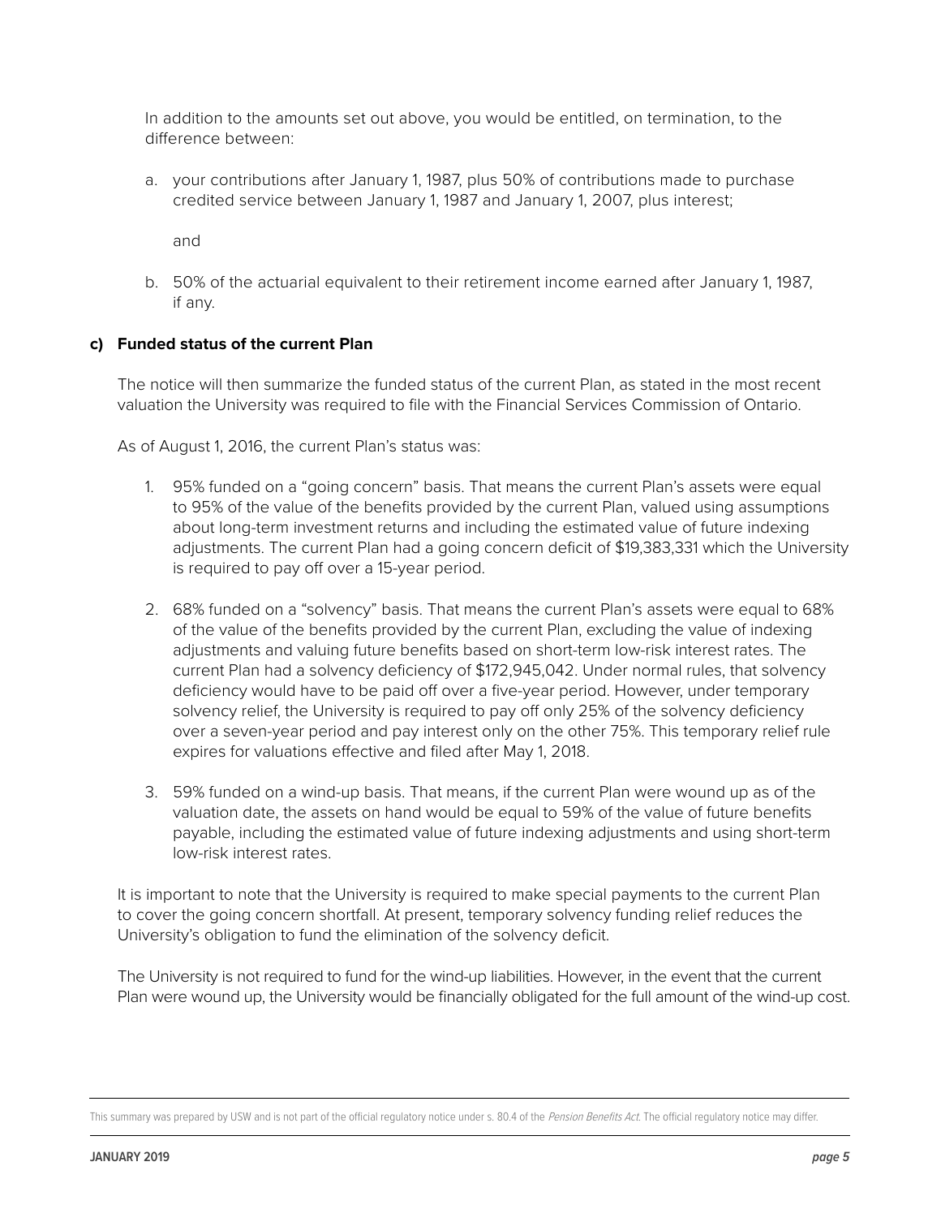In addition to the amounts set out above, you would be entitled, on termination, to the difference between:

a. your contributions after January 1, 1987, plus 50% of contributions made to purchase credited service between January 1, 1987 and January 1, 2007, plus interest;

   and

b. 50% of the actuarial equivalent to their retirement income earned after January 1, 1987, if any.

**c) Funded status of the current Plan**

The notice will then summarize the funded status of the current Plan, as stated in the most recent valuation the University was required to file with the Financial Services Commission of Ontario.

As of August 1, 2016, the current Plan's status was:

1. 95% funded on a "going concern" basis. That means the current Plan's assets were equal to 95% of the value of the benefits provided by the current Plan, valued using assumptions about long-term investment returns and including the estimated value of future indexing adjustments. The current Plan had a going concern deficit of $19,383,331 which the University is required to pay off over a 15-year period.

2. 68% funded on a "solvency" basis. That means the current Plan's assets were equal to 68% of the value of the benefits provided by the current Plan, excluding the value of indexing adjustments and valuing future benefits based on short-term low-risk interest rates. The current Plan had a solvency deficiency of $172,945,042. Under normal rules, that solvency deficiency would have to be paid off over a five-year period. However, under temporary solvency relief, the University is required to pay off only 25% of the solvency deficiency over a seven-year period and pay interest only on the other 75%. This temporary relief rule expires for valuations effective and filed after May 1, 2018.

3. 59% funded on a wind-up basis. That means, if the current Plan were wound up as of the valuation date, the assets on hand would be equal to 59% of the value of future benefits payable, including the estimated value of future indexing adjustments and using short-term low-risk interest rates.

It is important to note that the University is required to make special payments to the current Plan to cover the going concern shortfall. At present, temporary solvency funding relief reduces the University's obligation to fund the elimination of the solvency deficit.

The University is not required to fund for the wind-up liabilities. However, in the event that the current Plan were wound up, the University would be financially obligated for the full amount of the wind-up cost.

This summary was prepared by USW and is not part of the official regulatory notice under s. 80.4 of the *Pension Benefits Act*. The official regulatory notice may differ.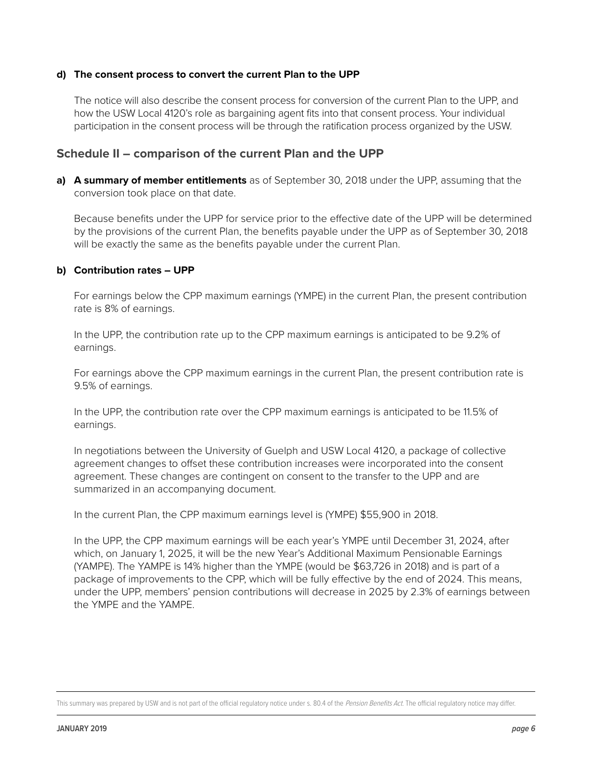**d) The consent process to convert the current Plan to the UPP**

The notice will also describe the consent process for conversion of the current Plan to the UPP, and how the USW Local 4120's role as bargaining agent fits into that consent process. Your individual participation in the consent process will be through the ratification process organized by the USW.

## Schedule II – comparison of the current Plan and the UPP

**a) A summary of member entitlements** as of September 30, 2018 under the UPP, assuming that the conversion took place on that date.

Because benefits under the UPP for service prior to the effective date of the UPP will be determined by the provisions of the current Plan, the benefits payable under the UPP as of September 30, 2018 will be exactly the same as the benefits payable under the current Plan.

**b) Contribution rates – UPP**

For earnings below the CPP maximum earnings (YMPE) in the current Plan, the present contribution rate is 8% of earnings.

In the UPP, the contribution rate up to the CPP maximum earnings is anticipated to be 9.2% of earnings.

For earnings above the CPP maximum earnings in the current Plan, the present contribution rate is 9.5% of earnings.

In the UPP, the contribution rate over the CPP maximum earnings is anticipated to be 11.5% of earnings.

In negotiations between the University of Guelph and USW Local 4120, a package of collective agreement changes to offset these contribution increases were incorporated into the consent agreement. These changes are contingent on consent to the transfer to the UPP and are summarized in an accompanying document.

In the current Plan, the CPP maximum earnings level is (YMPE) $55,900 in 2018.

In the UPP, the CPP maximum earnings will be each year's YMPE until December 31, 2024, after which, on January 1, 2025, it will be the new Year's Additional Maximum Pensionable Earnings (YAMPE). The YAMPE is 14% higher than the YMPE (would be $63,726 in 2018) and is part of a package of improvements to the CPP, which will be fully effective by the end of 2024. This means, under the UPP, members' pension contributions will decrease in 2025 by 2.3% of earnings between the YMPE and the YAMPE.

This summary was prepared by USW and is not part of the official regulatory notice under s. 80.4 of the *Pension Benefits Act*. The official regulatory notice may differ.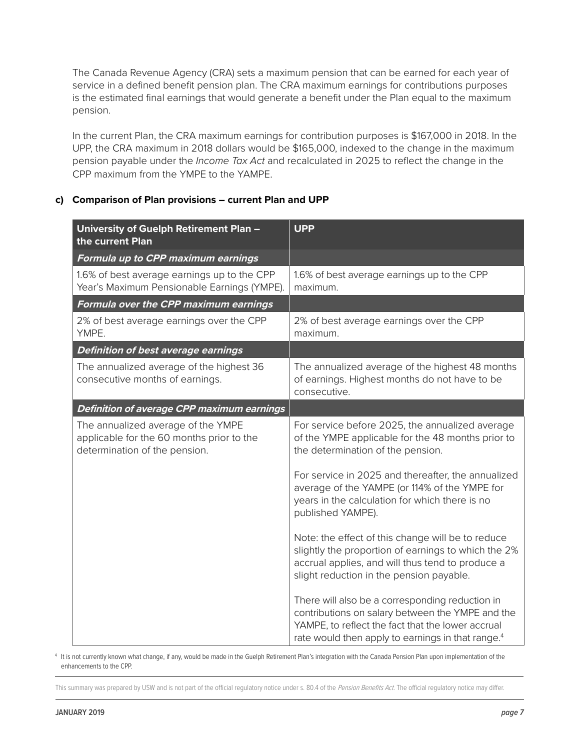The Canada Revenue Agency (CRA) sets a maximum pension that can be earned for each year of service in a defined benefit pension plan. The CRA maximum earnings for contributions purposes is the estimated final earnings that would generate a benefit under the Plan equal to the maximum pension.

In the current Plan, the CRA maximum earnings for contribution purposes is $167,000 in 2018. In the UPP, the CRA maximum in 2018 dollars would be $165,000, indexed to the change in the maximum pension payable under the *Income Tax Act* and recalculated in 2025 to reflect the change in the CPP maximum from the YMPE to the YAMPE.

### c) Comparison of Plan provisions – current Plan and UPP

| University of Guelph Retirement Plan – the current Plan | UPP |
|---|---|
| ***Formula up to CPP maximum earnings*** | |
| 1.6% of best average earnings up to the CPP Year's Maximum Pensionable Earnings (YMPE). | 1.6% of best average earnings up to the CPP maximum. |
| ***Formula over the CPP maximum earnings*** | |
| 2% of best average earnings over the CPP YMPE. | 2% of best average earnings over the CPP maximum. |
| ***Definition of best average earnings*** | |
| The annualized average of the highest 36 consecutive months of earnings. | The annualized average of the highest 48 months of earnings. Highest months do not have to be consecutive. |
| ***Definition of average CPP maximum earnings*** | |
| The annualized average of the YMPE applicable for the 60 months prior to the determination of the pension. | For service before 2025, the annualized average of the YMPE applicable for the 48 months prior to the determination of the pension.<br><br>For service in 2025 and thereafter, the annualized average of the YAMPE (or 114% of the YMPE for years in the calculation for which there is no published YAMPE).<br><br>Note: the effect of this change will be to reduce slightly the proportion of earnings to which the 2% accrual applies, and will thus tend to produce a slight reduction in the pension payable.<br><br>There will also be a corresponding reduction in contributions on salary between the YMPE and the YAMPE, to reflect the fact that the lower accrual rate would then apply to earnings in that range.[4] |

[4] It is not currently known what change, if any, would be made in the Guelph Retirement Plan's integration with the Canada Pension Plan upon implementation of the enhancements to the CPP.

This summary was prepared by USW and is not part of the official regulatory notice under s. 80.4 of the *Pension Benefits Act*. The official regulatory notice may differ.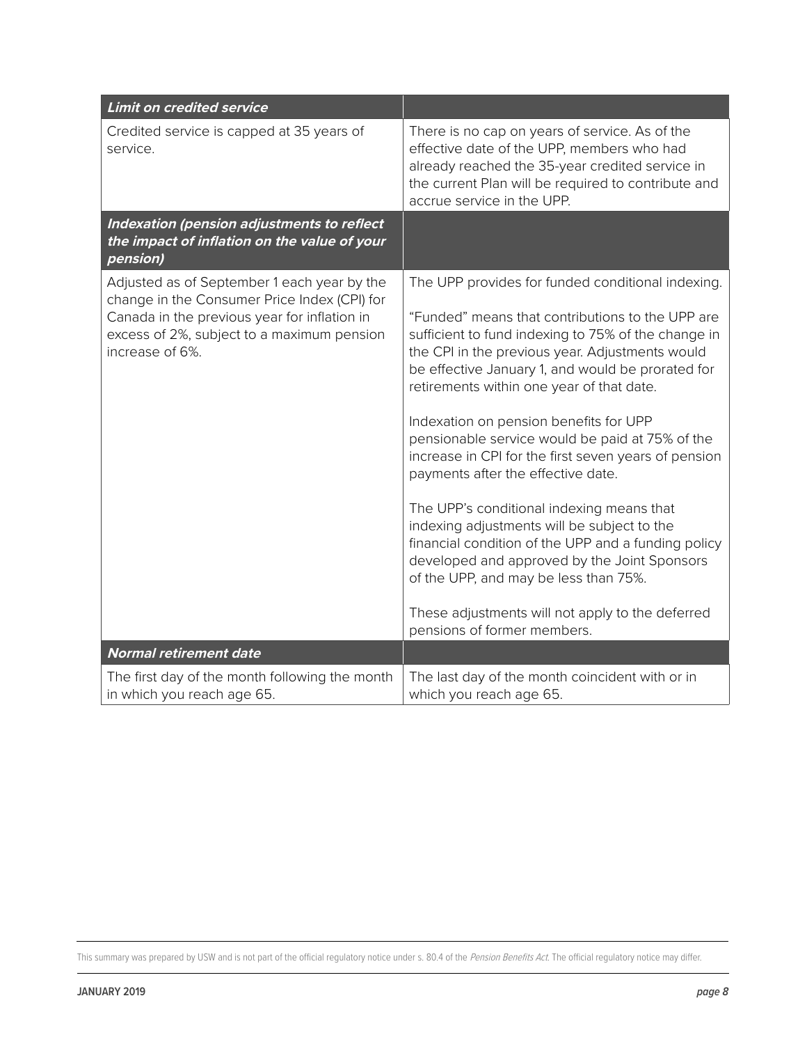| ***Limit on credited service*** | |
| --- | --- |
| Credited service is capped at 35 years of service. | There is no cap on years of service. As of the effective date of the UPP, members who had already reached the 35-year credited service in the current Plan will be required to contribute and accrue service in the UPP. |
| ***Indexation (pension adjustments to reflect the impact of inflation on the value of your pension)*** | |
| Adjusted as of September 1 each year by the change in the Consumer Price Index (CPI) for Canada in the previous year for inflation in excess of 2%, subject to a maximum pension increase of 6%. | The UPP provides for funded conditional indexing.<br><br>"Funded" means that contributions to the UPP are sufficient to fund indexing to 75% of the change in the CPI in the previous year. Adjustments would be effective January 1, and would be prorated for retirements within one year of that date.<br><br>Indexation on pension benefits for UPP pensionable service would be paid at 75% of the increase in CPI for the first seven years of pension payments after the effective date.<br><br>The UPP's conditional indexing means that indexing adjustments will be subject to the financial condition of the UPP and a funding policy developed and approved by the Joint Sponsors of the UPP, and may be less than 75%.<br><br>These adjustments will not apply to the deferred pensions of former members. |
| ***Normal retirement date*** | |
| The first day of the month following the month in which you reach age 65. | The last day of the month coincident with or in which you reach age 65. |

This summary was prepared by USW and is not part of the official regulatory notice under s. 80.4 of the *Pension Benefits Act*. The official regulatory notice may differ.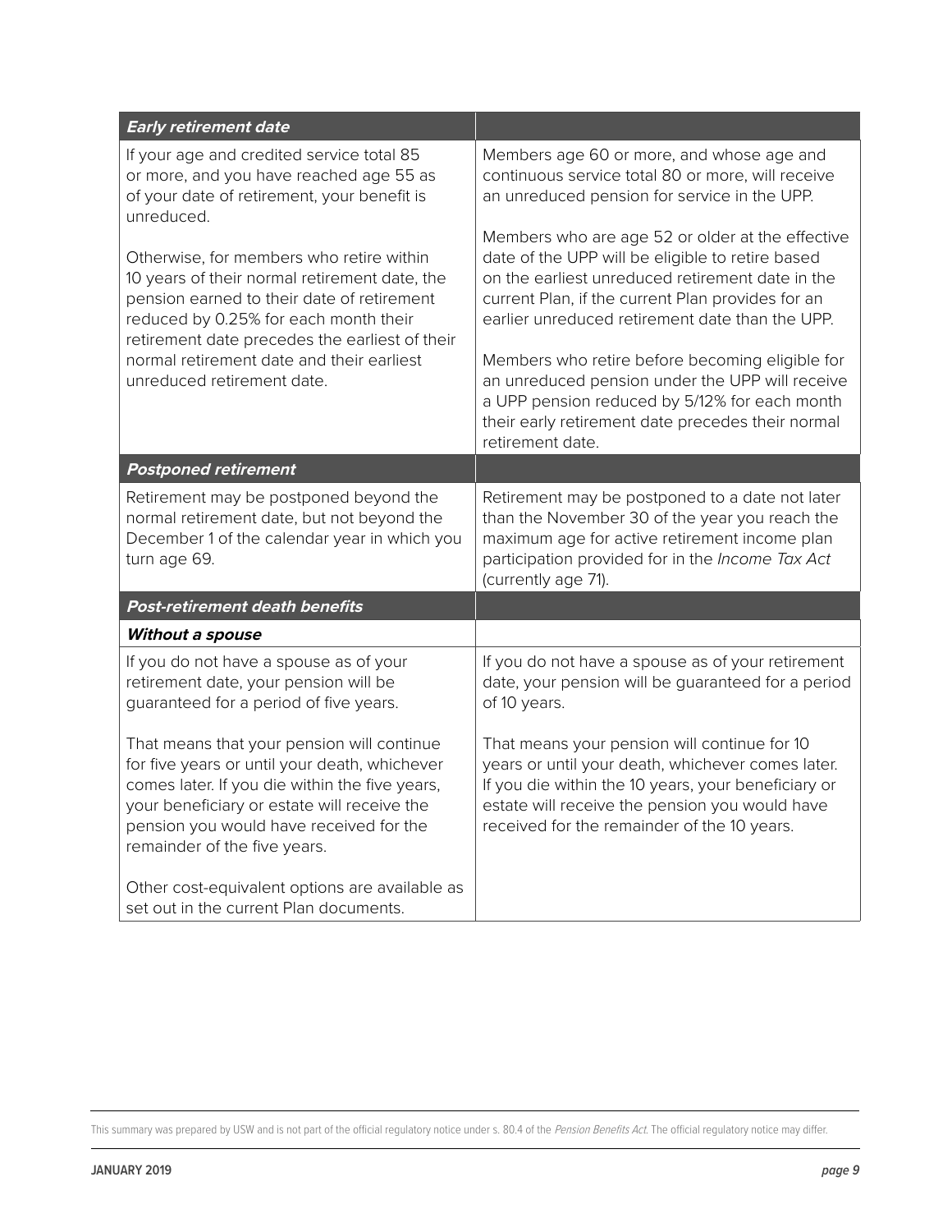| *Early retirement date* | |
|---|---|
| If your age and credited service total 85 or more, and you have reached age 55 as of your date of retirement, your benefit is unreduced.<br><br>Otherwise, for members who retire within 10 years of their normal retirement date, the pension earned to their date of retirement reduced by 0.25% for each month their retirement date precedes the earliest of their normal retirement date and their earliest unreduced retirement date. | Members age 60 or more, and whose age and continuous service total 80 or more, will receive an unreduced pension for service in the UPP.<br><br>Members who are age 52 or older at the effective date of the UPP will be eligible to retire based on the earliest unreduced retirement date in the current Plan, if the current Plan provides for an earlier unreduced retirement date than the UPP.<br><br>Members who retire before becoming eligible for an unreduced pension under the UPP will receive a UPP pension reduced by 5/12% for each month their early retirement date precedes their normal retirement date. |
| ***Postponed retirement*** | |
| Retirement may be postponed beyond the normal retirement date, but not beyond the December 1 of the calendar year in which you turn age 69. | Retirement may be postponed to a date not later than the November 30 of the year you reach the maximum age for active retirement income plan participation provided for in the *Income Tax Act* (currently age 71). |
| ***Post-retirement death benefits*** | |
| ***Without a spouse*** | |
| If you do not have a spouse as of your retirement date, your pension will be guaranteed for a period of five years.<br><br>That means that your pension will continue for five years or until your death, whichever comes later. If you die within the five years, your beneficiary or estate will receive the pension you would have received for the remainder of the five years.<br><br>Other cost-equivalent options are available as set out in the current Plan documents. | If you do not have a spouse as of your retirement date, your pension will be guaranteed for a period of 10 years.<br><br>That means your pension will continue for 10 years or until your death, whichever comes later. If you die within the 10 years, your beneficiary or estate will receive the pension you would have received for the remainder of the 10 years. |

This summary was prepared by USW and is not part of the official regulatory notice under s. 80.4 of the *Pension Benefits Act*. The official regulatory notice may differ.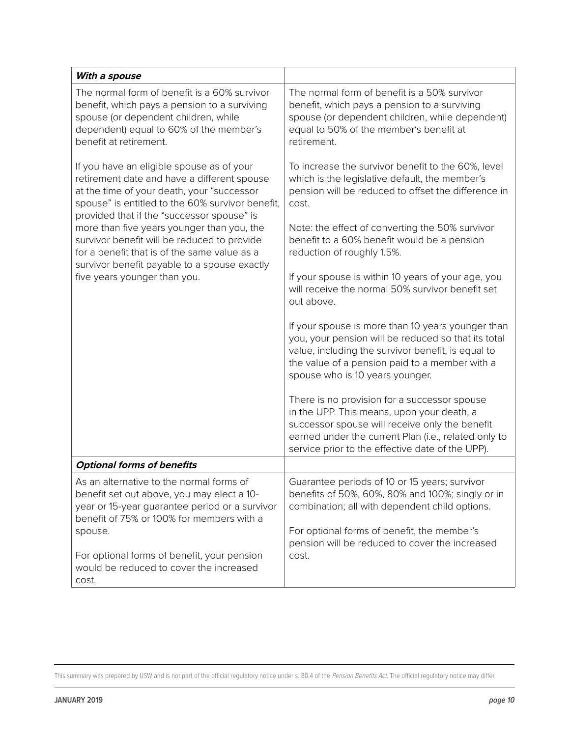| *With a spouse* | |
|---|---|
| The normal form of benefit is a 60% survivor benefit, which pays a pension to a surviving spouse (or dependent children, while dependent) equal to 60% of the member's benefit at retirement.<br><br>If you have an eligible spouse as of your retirement date and have a different spouse at the time of your death, your "successor spouse" is entitled to the 60% survivor benefit, provided that if the "successor spouse" is more than five years younger than you, the survivor benefit will be reduced to provide for a benefit that is of the same value as a survivor benefit payable to a spouse exactly five years younger than you. | The normal form of benefit is a 50% survivor benefit, which pays a pension to a surviving spouse (or dependent children, while dependent) equal to 50% of the member's benefit at retirement.<br><br>To increase the survivor benefit to the 60%, level which is the legislative default, the member's pension will be reduced to offset the difference in cost.<br><br>Note: the effect of converting the 50% survivor benefit to a 60% benefit would be a pension reduction of roughly 1.5%.<br><br>If your spouse is within 10 years of your age, you will receive the normal 50% survivor benefit set out above.<br><br>If your spouse is more than 10 years younger than you, your pension will be reduced so that its total value, including the survivor benefit, is equal to the value of a pension paid to a member with a spouse who is 10 years younger.<br><br>There is no provision for a successor spouse in the UPP. This means, upon your death, a successor spouse will receive only the benefit earned under the current Plan (i.e., related only to service prior to the effective date of the UPP). |
| ***Optional forms of benefits*** | |
| As an alternative to the normal forms of benefit set out above, you may elect a 10-year or 15-year guarantee period or a survivor benefit of 75% or 100% for members with a spouse.<br><br>For optional forms of benefit, your pension would be reduced to cover the increased cost. | Guarantee periods of 10 or 15 years; survivor benefits of 50%, 60%, 80% and 100%; singly or in combination; all with dependent child options.<br><br>For optional forms of benefit, the member's pension will be reduced to cover the increased cost. |

This summary was prepared by USW and is not part of the official regulatory notice under s. 80.4 of the *Pension Benefits Act*. The official regulatory notice may differ.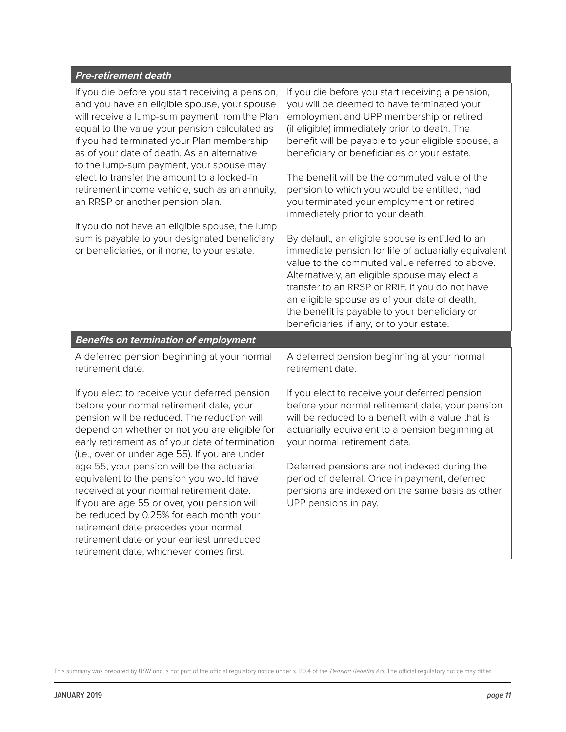| ***Pre-retirement death*** | |
|---|---|
| If you die before you start receiving a pension, and you have an eligible spouse, your spouse will receive a lump-sum payment from the Plan equal to the value your pension calculated as if you had terminated your Plan membership as of your date of death. As an alternative to the lump-sum payment, your spouse may elect to transfer the amount to a locked-in retirement income vehicle, such as an annuity, an RRSP or another pension plan.<br><br>If you do not have an eligible spouse, the lump sum is payable to your designated beneficiary or beneficiaries, or if none, to your estate. | If you die before you start receiving a pension, you will be deemed to have terminated your employment and UPP membership or retired (if eligible) immediately prior to death. The benefit will be payable to your eligible spouse, a beneficiary or beneficiaries or your estate.<br><br>The benefit will be the commuted value of the pension to which you would be entitled, had you terminated your employment or retired immediately prior to your death.<br><br>By default, an eligible spouse is entitled to an immediate pension for life of actuarially equivalent value to the commuted value referred to above. Alternatively, an eligible spouse may elect a transfer to an RRSP or RRIF. If you do not have an eligible spouse as of your date of death, the benefit is payable to your beneficiary or beneficiaries, if any, or to your estate. |
| ***Benefits on termination of employment*** | |
| A deferred pension beginning at your normal retirement date.<br><br>If you elect to receive your deferred pension before your normal retirement date, your pension will be reduced. The reduction will depend on whether or not you are eligible for early retirement as of your date of termination (i.e., over or under age 55). If you are under age 55, your pension will be the actuarial equivalent to the pension you would have received at your normal retirement date. If you are age 55 or over, you pension will be reduced by 0.25% for each month your retirement date precedes your normal retirement date or your earliest unreduced retirement date, whichever comes first. | A deferred pension beginning at your normal retirement date.<br><br>If you elect to receive your deferred pension before your normal retirement date, your pension will be reduced to a benefit with a value that is actuarially equivalent to a pension beginning at your normal retirement date.<br><br>Deferred pensions are not indexed during the period of deferral. Once in payment, deferred pensions are indexed on the same basis as other UPP pensions in pay. |

This summary was prepared by USW and is not part of the official regulatory notice under s. 80.4 of the *Pension Benefits Act*. The official regulatory notice may differ.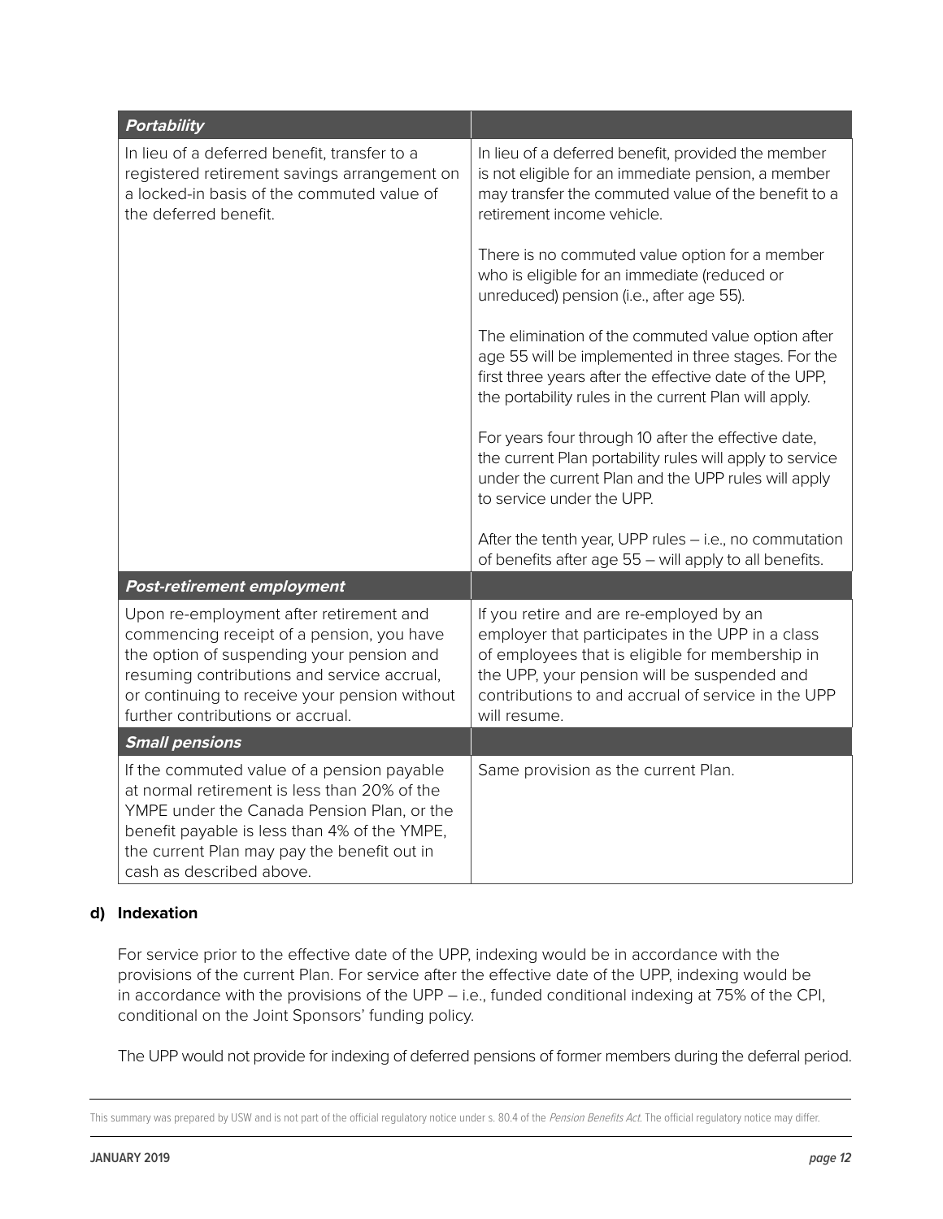| ***Portability*** | |
|---|---|
| In lieu of a deferred benefit, transfer to a registered retirement savings arrangement on a locked-in basis of the commuted value of the deferred benefit. | In lieu of a deferred benefit, provided the member is not eligible for an immediate pension, a member may transfer the commuted value of the benefit to a retirement income vehicle.<br><br>There is no commuted value option for a member who is eligible for an immediate (reduced or unreduced) pension (i.e., after age 55).<br><br>The elimination of the commuted value option after age 55 will be implemented in three stages. For the first three years after the effective date of the UPP, the portability rules in the current Plan will apply.<br><br>For years four through 10 after the effective date, the current Plan portability rules will apply to service under the current Plan and the UPP rules will apply to service under the UPP.<br><br>After the tenth year, UPP rules – i.e., no commutation of benefits after age 55 – will apply to all benefits. |
| ***Post-retirement employment*** | |
| Upon re-employment after retirement and commencing receipt of a pension, you have the option of suspending your pension and resuming contributions and service accrual, or continuing to receive your pension without further contributions or accrual. | If you retire and are re-employed by an employer that participates in the UPP in a class of employees that is eligible for membership in the UPP, your pension will be suspended and contributions to and accrual of service in the UPP will resume. |
| ***Small pensions*** | |
| If the commuted value of a pension payable at normal retirement is less than 20% of the YMPE under the Canada Pension Plan, or the benefit payable is less than 4% of the YMPE, the current Plan may pay the benefit out in cash as described above. | Same provision as the current Plan. |

**d) Indexation**

For service prior to the effective date of the UPP, indexing would be in accordance with the provisions of the current Plan. For service after the effective date of the UPP, indexing would be in accordance with the provisions of the UPP – i.e., funded conditional indexing at 75% of the CPI, conditional on the Joint Sponsors' funding policy.

The UPP would not provide for indexing of deferred pensions of former members during the deferral period.

This summary was prepared by USW and is not part of the official regulatory notice under s. 80.4 of the *Pension Benefits Act*. The official regulatory notice may differ.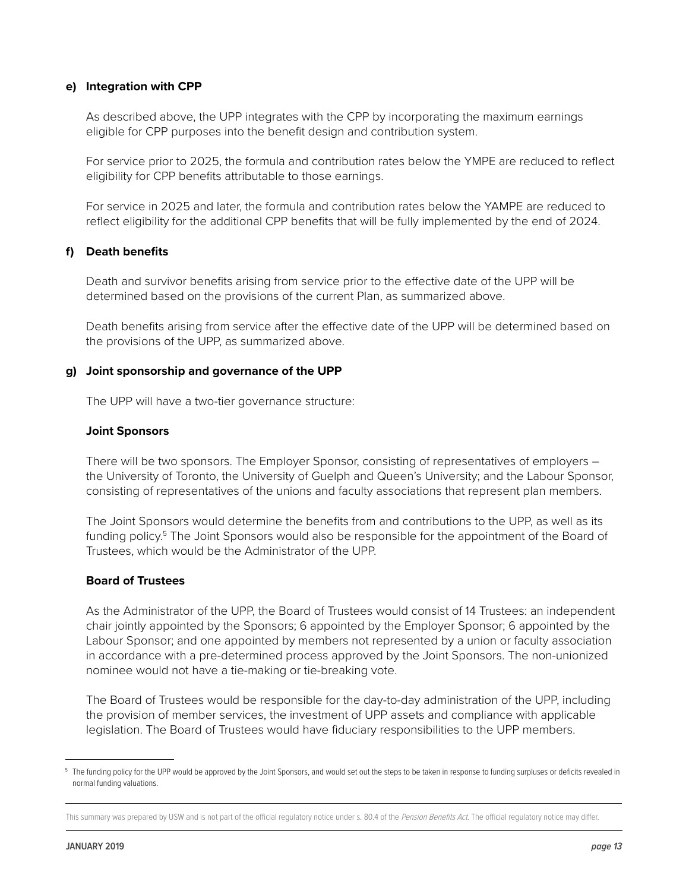**e) Integration with CPP**

As described above, the UPP integrates with the CPP by incorporating the maximum earnings eligible for CPP purposes into the benefit design and contribution system.

For service prior to 2025, the formula and contribution rates below the YMPE are reduced to reflect eligibility for CPP benefits attributable to those earnings.

For service in 2025 and later, the formula and contribution rates below the YAMPE are reduced to reflect eligibility for the additional CPP benefits that will be fully implemented by the end of 2024.

**f) Death benefits**

Death and survivor benefits arising from service prior to the effective date of the UPP will be determined based on the provisions of the current Plan, as summarized above.

Death benefits arising from service after the effective date of the UPP will be determined based on the provisions of the UPP, as summarized above.

**g) Joint sponsorship and governance of the UPP**

The UPP will have a two-tier governance structure:

**Joint Sponsors**

There will be two sponsors. The Employer Sponsor, consisting of representatives of employers – the University of Toronto, the University of Guelph and Queen's University; and the Labour Sponsor, consisting of representatives of the unions and faculty associations that represent plan members.

The Joint Sponsors would determine the benefits from and contributions to the UPP, as well as its funding policy.[5] The Joint Sponsors would also be responsible for the appointment of the Board of Trustees, which would be the Administrator of the UPP.

**Board of Trustees**

As the Administrator of the UPP, the Board of Trustees would consist of 14 Trustees: an independent chair jointly appointed by the Sponsors; 6 appointed by the Employer Sponsor; 6 appointed by the Labour Sponsor; and one appointed by members not represented by a union or faculty association in accordance with a pre-determined process approved by the Joint Sponsors. The non-unionized nominee would not have a tie-making or tie-breaking vote.

The Board of Trustees would be responsible for the day-to-day administration of the UPP, including the provision of member services, the investment of UPP assets and compliance with applicable legislation. The Board of Trustees would have fiduciary responsibilities to the UPP members.

[5] The funding policy for the UPP would be approved by the Joint Sponsors, and would set out the steps to be taken in response to funding surpluses or deficits revealed in normal funding valuations.

This summary was prepared by USW and is not part of the official regulatory notice under s. 80.4 of the *Pension Benefits Act*. The official regulatory notice may differ.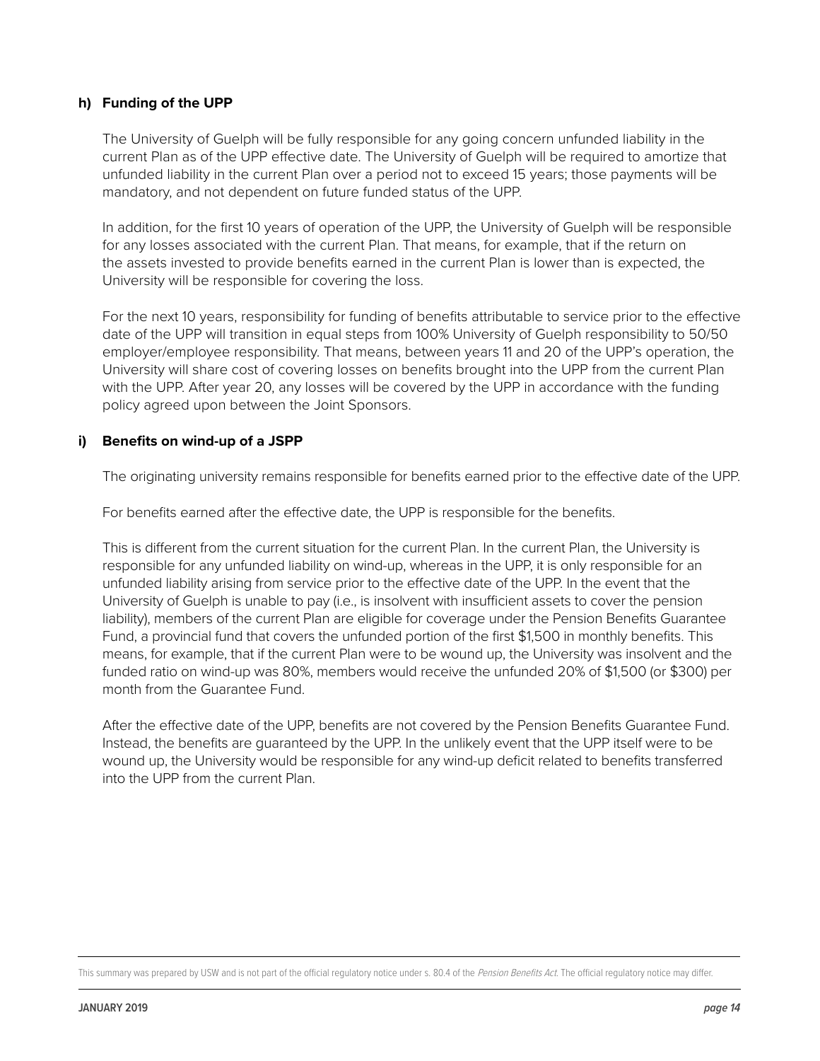### h) Funding of the UPP

The University of Guelph will be fully responsible for any going concern unfunded liability in the current Plan as of the UPP effective date. The University of Guelph will be required to amortize that unfunded liability in the current Plan over a period not to exceed 15 years; those payments will be mandatory, and not dependent on future funded status of the UPP.

In addition, for the first 10 years of operation of the UPP, the University of Guelph will be responsible for any losses associated with the current Plan. That means, for example, that if the return on the assets invested to provide benefits earned in the current Plan is lower than is expected, the University will be responsible for covering the loss.

For the next 10 years, responsibility for funding of benefits attributable to service prior to the effective date of the UPP will transition in equal steps from 100% University of Guelph responsibility to 50/50 employer/employee responsibility. That means, between years 11 and 20 of the UPP's operation, the University will share cost of covering losses on benefits brought into the UPP from the current Plan with the UPP. After year 20, any losses will be covered by the UPP in accordance with the funding policy agreed upon between the Joint Sponsors.

### i) Benefits on wind-up of a JSPP

The originating university remains responsible for benefits earned prior to the effective date of the UPP.

For benefits earned after the effective date, the UPP is responsible for the benefits.

This is different from the current situation for the current Plan. In the current Plan, the University is responsible for any unfunded liability on wind-up, whereas in the UPP, it is only responsible for an unfunded liability arising from service prior to the effective date of the UPP. In the event that the University of Guelph is unable to pay (i.e., is insolvent with insufficient assets to cover the pension liability), members of the current Plan are eligible for coverage under the Pension Benefits Guarantee Fund, a provincial fund that covers the unfunded portion of the first $1,500 in monthly benefits. This means, for example, that if the current Plan were to be wound up, the University was insolvent and the funded ratio on wind-up was 80%, members would receive the unfunded 20% of $1,500 (or $300) per month from the Guarantee Fund.

After the effective date of the UPP, benefits are not covered by the Pension Benefits Guarantee Fund. Instead, the benefits are guaranteed by the UPP. In the unlikely event that the UPP itself were to be wound up, the University would be responsible for any wind-up deficit related to benefits transferred into the UPP from the current Plan.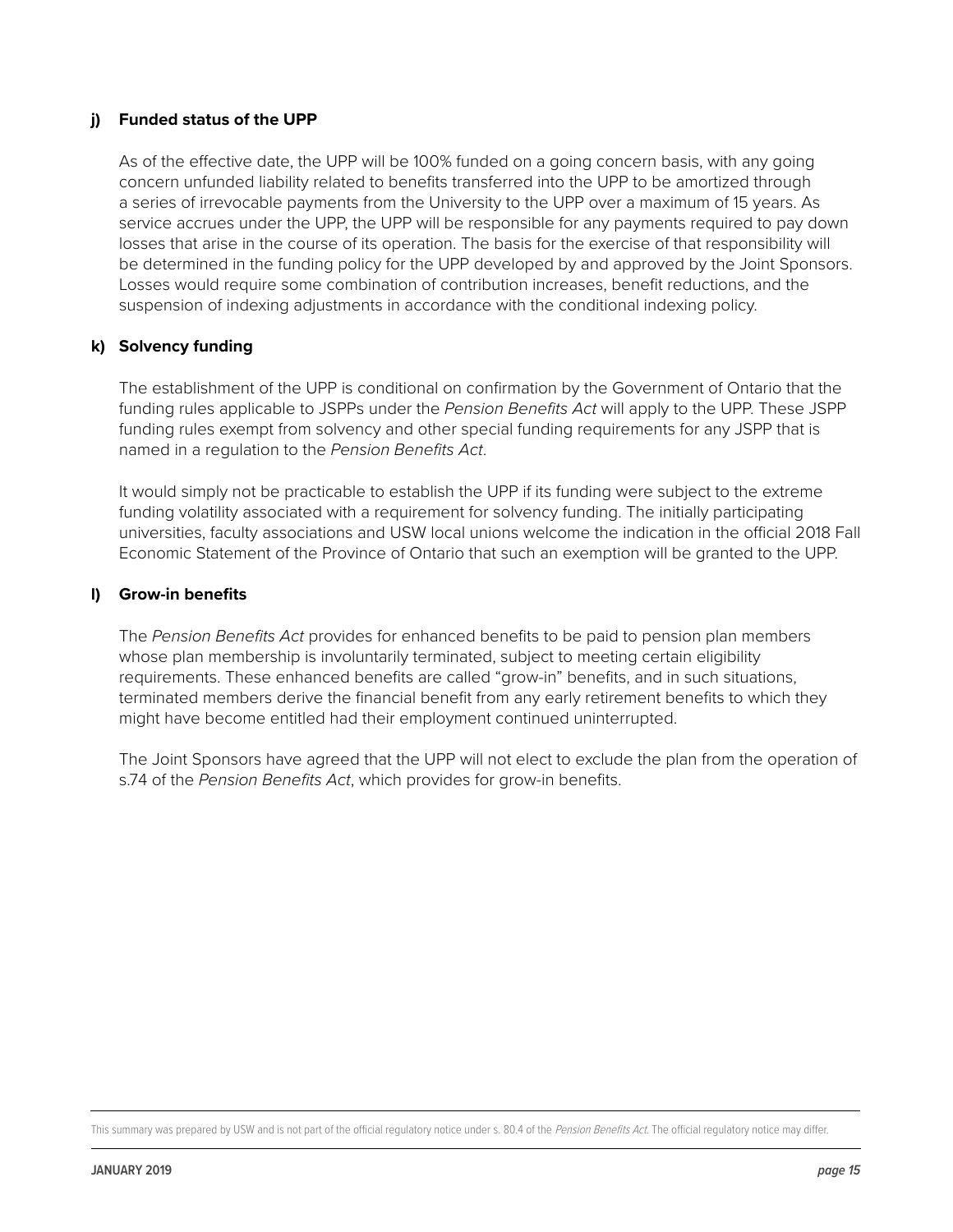**j) Funded status of the UPP**

As of the effective date, the UPP will be 100% funded on a going concern basis, with any going concern unfunded liability related to benefits transferred into the UPP to be amortized through a series of irrevocable payments from the University to the UPP over a maximum of 15 years. As service accrues under the UPP, the UPP will be responsible for any payments required to pay down losses that arise in the course of its operation. The basis for the exercise of that responsibility will be determined in the funding policy for the UPP developed by and approved by the Joint Sponsors. Losses would require some combination of contribution increases, benefit reductions, and the suspension of indexing adjustments in accordance with the conditional indexing policy.

**k) Solvency funding**

The establishment of the UPP is conditional on confirmation by the Government of Ontario that the funding rules applicable to JSPPs under the *Pension Benefits Act* will apply to the UPP. These JSPP funding rules exempt from solvency and other special funding requirements for any JSPP that is named in a regulation to the *Pension Benefits Act*.

It would simply not be practicable to establish the UPP if its funding were subject to the extreme funding volatility associated with a requirement for solvency funding. The initially participating universities, faculty associations and USW local unions welcome the indication in the official 2018 Fall Economic Statement of the Province of Ontario that such an exemption will be granted to the UPP.

**l) Grow-in benefits**

The *Pension Benefits Act* provides for enhanced benefits to be paid to pension plan members whose plan membership is involuntarily terminated, subject to meeting certain eligibility requirements. These enhanced benefits are called “grow-in” benefits, and in such situations, terminated members derive the financial benefit from any early retirement benefits to which they might have become entitled had their employment continued uninterrupted.

The Joint Sponsors have agreed that the UPP will not elect to exclude the plan from the operation of s.74 of the *Pension Benefits Act*, which provides for grow-in benefits.

This summary was prepared by USW and is not part of the official regulatory notice under s. 80.4 of the *Pension Benefits Act*. The official regulatory notice may differ.